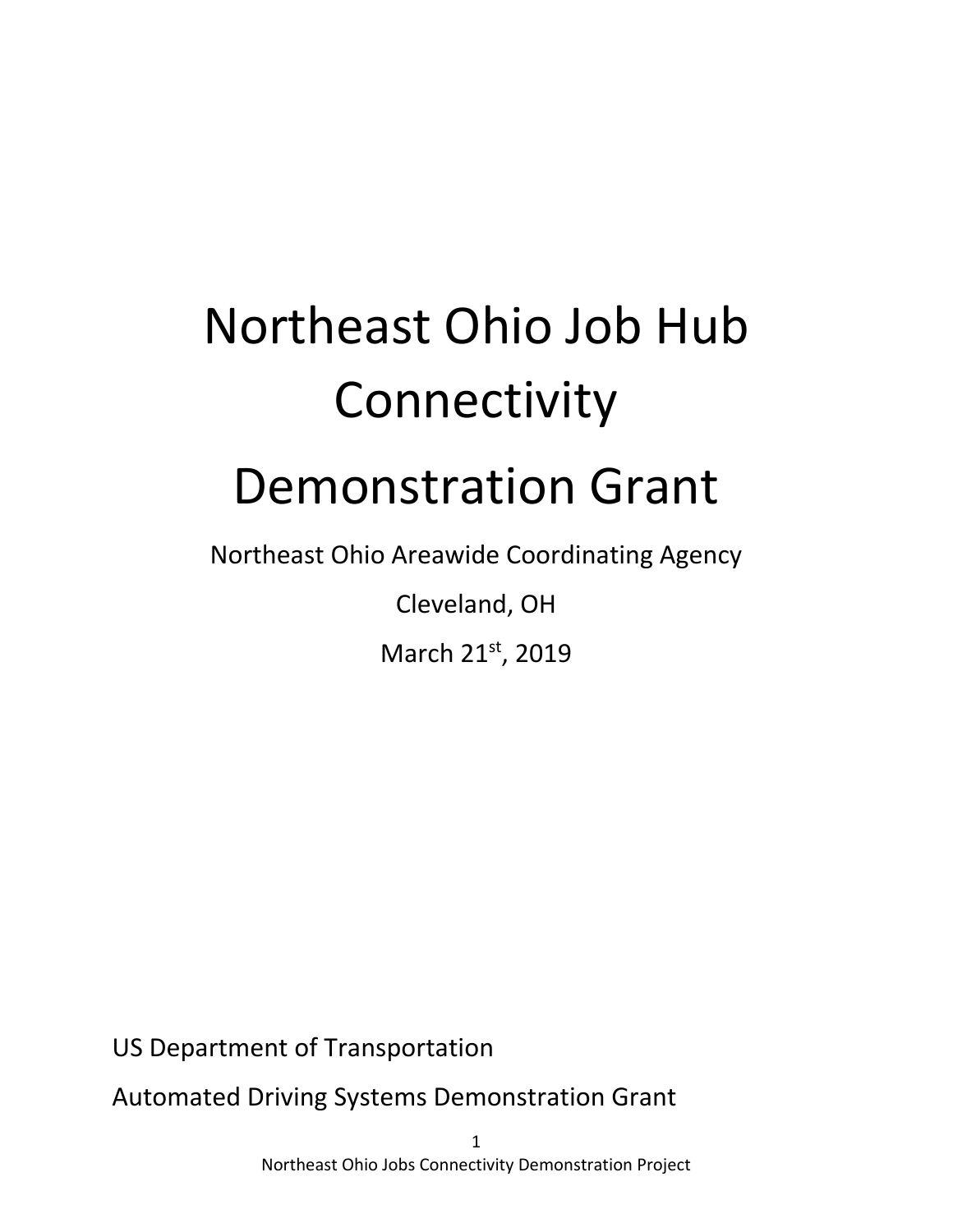# Northeast Ohio Job Hub Connectivity

# Demonstration Grant

Northeast Ohio Areawide Coordinating Agency

Cleveland, OH

March 21st, 2019

US Department of Transportation

Automated Driving Systems Demonstration Grant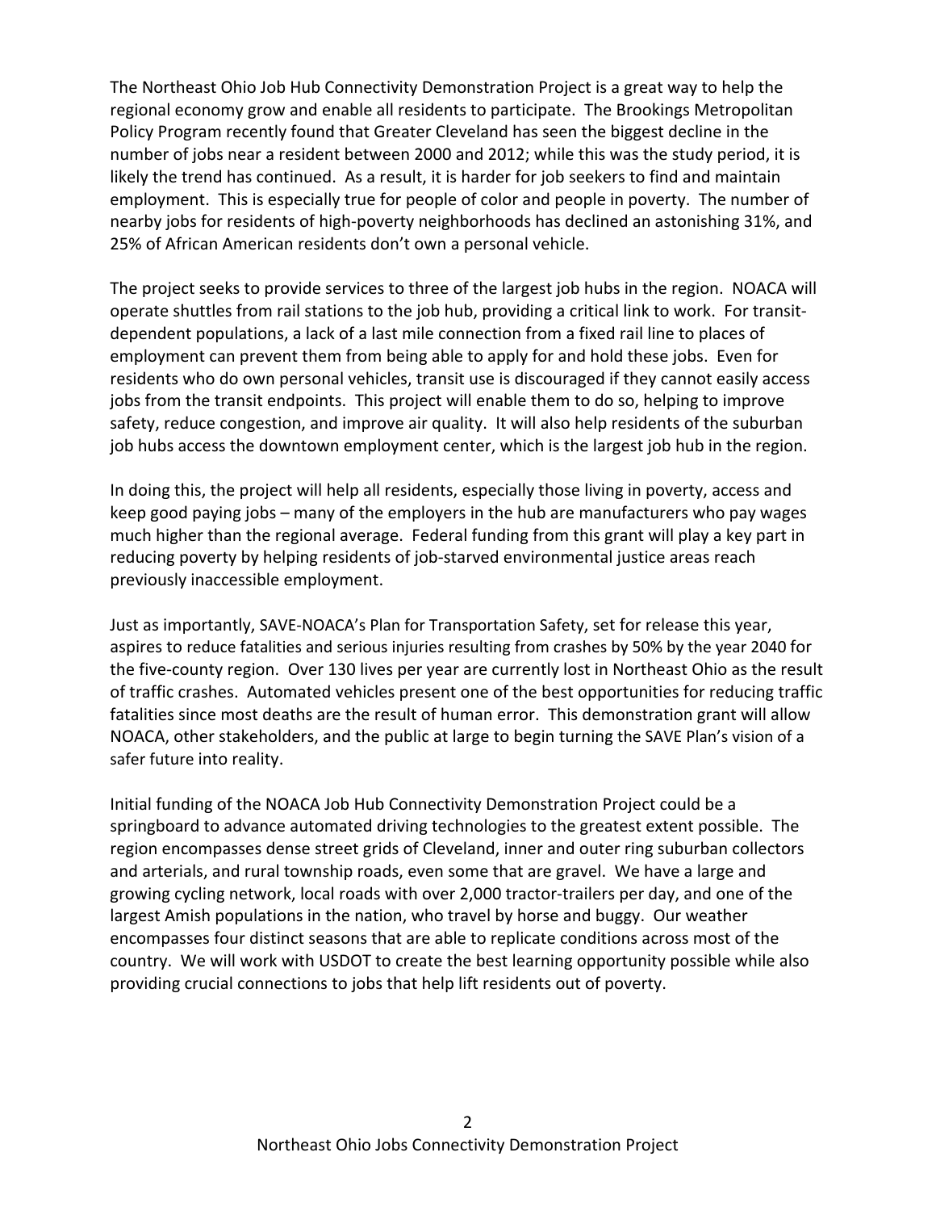The Northeast Ohio Job Hub Connectivity Demonstration Project is a great way to help the regional economy grow and enable all residents to participate. The Brookings Metropolitan Policy Program recently found that Greater Cleveland has seen the biggest decline in the number of jobs near a resident between 2000 and 2012; while this was the study period, it is likely the trend has continued. As a result, it is harder for job seekers to find and maintain employment. This is especially true for people of color and people in poverty. The number of nearby jobs for residents of high-poverty neighborhoods has declined an astonishing 31%, and 25% of African American residents don't own a personal vehicle.

The project seeks to provide services to three of the largest job hubs in the region. NOACA will operate shuttles from rail stations to the job hub, providing a critical link to work. For transit-dependent populations, a lack of a last mile connection from a fixed rail line to places of employment can prevent them from being able to apply for and hold these jobs. Even for residents who do own personal vehicles, transit use is discouraged if they cannot easily access jobs from the transit endpoints. This project will enable them to do so, helping to improve safety, reduce congestion, and improve air quality. It will also help residents of the suburban job hubs access the downtown employment center, which is the largest job hub in the region.

In doing this, the project will help all residents, especially those living in poverty, access and keep good paying jobs – many of the employers in the hub are manufacturers who pay wages much higher than the regional average. Federal funding from this grant will play a key part in reducing poverty by helping residents of job-starved environmental justice areas reach previously inaccessible employment.

Just as importantly, SAVE-NOACA's Plan for Transportation Safety, set for release this year, aspires to reduce fatalities and serious injuries resulting from crashes by 50% by the year 2040 for the five-county region. Over 130 lives per year are currently lost in Northeast Ohio as the result of traffic crashes. Automated vehicles present one of the best opportunities for reducing traffic fatalities since most deaths are the result of human error. This demonstration grant will allow NOACA, other stakeholders, and the public at large to begin turning the SAVE Plan's vision of a safer future into reality.

Initial funding of the NOACA Job Hub Connectivity Demonstration Project could be a springboard to advance automated driving technologies to the greatest extent possible. The region encompasses dense street grids of Cleveland, inner and outer ring suburban collectors and arterials, and rural township roads, even some that are gravel. We have a large and growing cycling network, local roads with over 2,000 tractor-trailers per day, and one of the largest Amish populations in the nation, who travel by horse and buggy. Our weather encompasses four distinct seasons that are able to replicate conditions across most of the country. We will work with USDOT to create the best learning opportunity possible while also providing crucial connections to jobs that help lift residents out of poverty.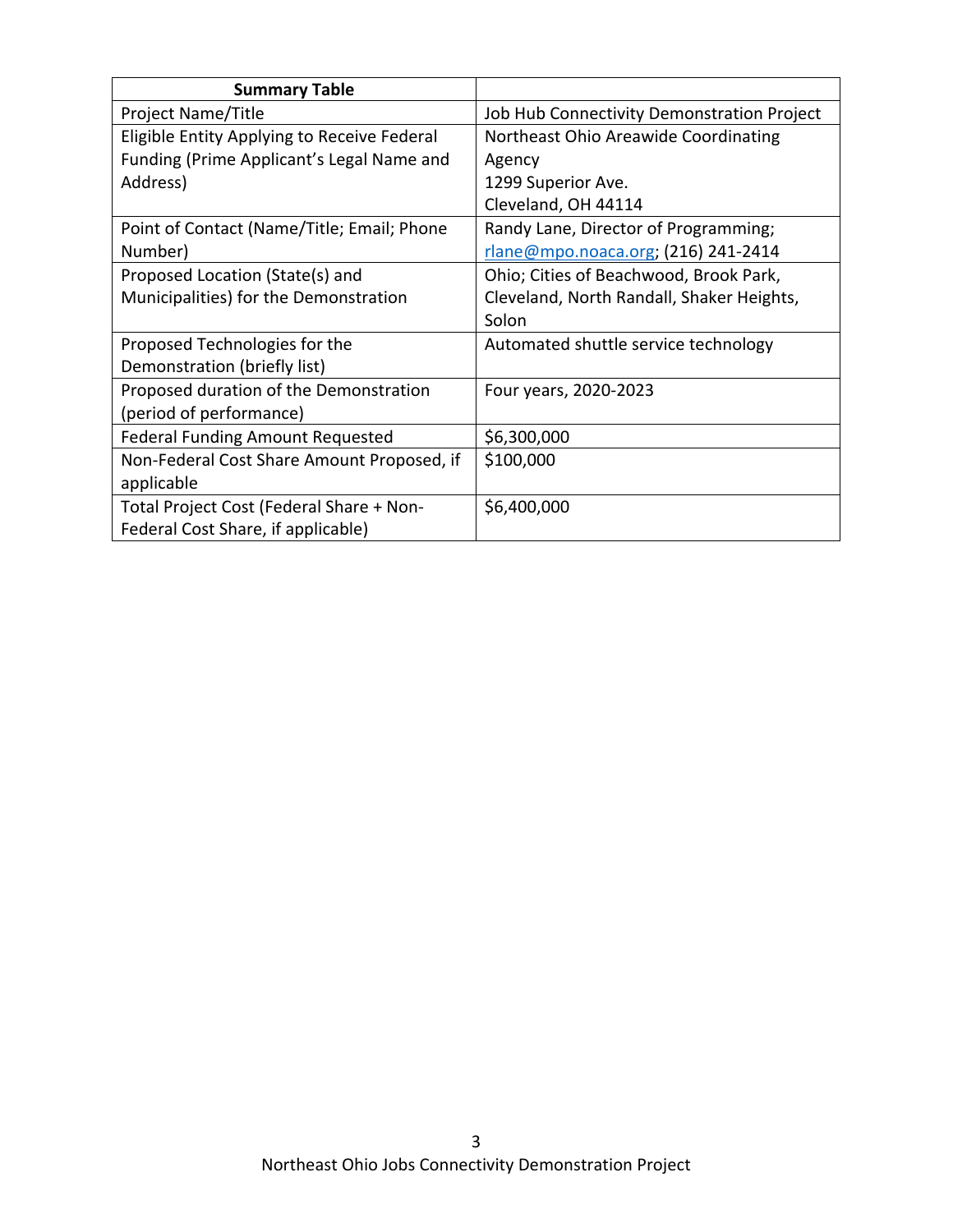| Summary Table | |
|---|---|
| Project Name/Title | Job Hub Connectivity Demonstration Project |
| Eligible Entity Applying to Receive Federal Funding (Prime Applicant's Legal Name and Address) | Northeast Ohio Areawide Coordinating Agency<br>1299 Superior Ave.<br>Cleveland, OH 44114 |
| Point of Contact (Name/Title; Email; Phone Number) | Randy Lane, Director of Programming; rlane@mpo.noaca.org; (216) 241-2414 |
| Proposed Location (State(s) and Municipalities) for the Demonstration | Ohio; Cities of Beachwood, Brook Park, Cleveland, North Randall, Shaker Heights, Solon |
| Proposed Technologies for the Demonstration (briefly list) | Automated shuttle service technology |
| Proposed duration of the Demonstration (period of performance) | Four years, 2020-2023 |
| Federal Funding Amount Requested | $6,300,000 |
| Non-Federal Cost Share Amount Proposed, if applicable | $100,000 |
| Total Project Cost (Federal Share + Non-Federal Cost Share, if applicable) | $6,400,000 |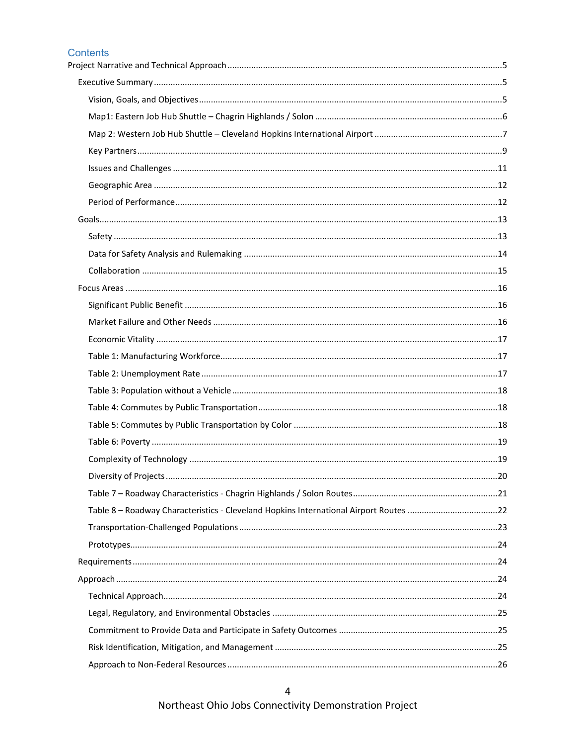# Contents

Project Narrative and Technical Approach ..... 5

- Executive Summary ..... 5
  - Vision, Goals, and Objectives ..... 5
  - Map1: Eastern Job Hub Shuttle – Chagrin Highlands / Solon ..... 6
  - Map 2: Western Job Hub Shuttle – Cleveland Hopkins International Airport ..... 7
  - Key Partners ..... 9
  - Issues and Challenges ..... 11
  - Geographic Area ..... 12
  - Period of Performance ..... 12
- Goals ..... 13
  - Safety ..... 13
  - Data for Safety Analysis and Rulemaking ..... 14
  - Collaboration ..... 15
- Focus Areas ..... 16
  - Significant Public Benefit ..... 16
  - Market Failure and Other Needs ..... 16
  - Economic Vitality ..... 17
  - Table 1: Manufacturing Workforce ..... 17
  - Table 2: Unemployment Rate ..... 17
  - Table 3: Population without a Vehicle ..... 18
  - Table 4: Commutes by Public Transportation ..... 18
  - Table 5: Commutes by Public Transportation by Color ..... 18
  - Table 6: Poverty ..... 19
  - Complexity of Technology ..... 19
  - Diversity of Projects ..... 20
  - Table 7 – Roadway Characteristics - Chagrin Highlands / Solon Routes ..... 21
  - Table 8 – Roadway Characteristics - Cleveland Hopkins International Airport Routes ..... 22
  - Transportation-Challenged Populations ..... 23
  - Prototypes ..... 24
- Requirements ..... 24
- Approach ..... 24
  - Technical Approach ..... 24
  - Legal, Regulatory, and Environmental Obstacles ..... 25
  - Commitment to Provide Data and Participate in Safety Outcomes ..... 25
  - Risk Identification, Mitigation, and Management ..... 25
  - Approach to Non-Federal Resources ..... 26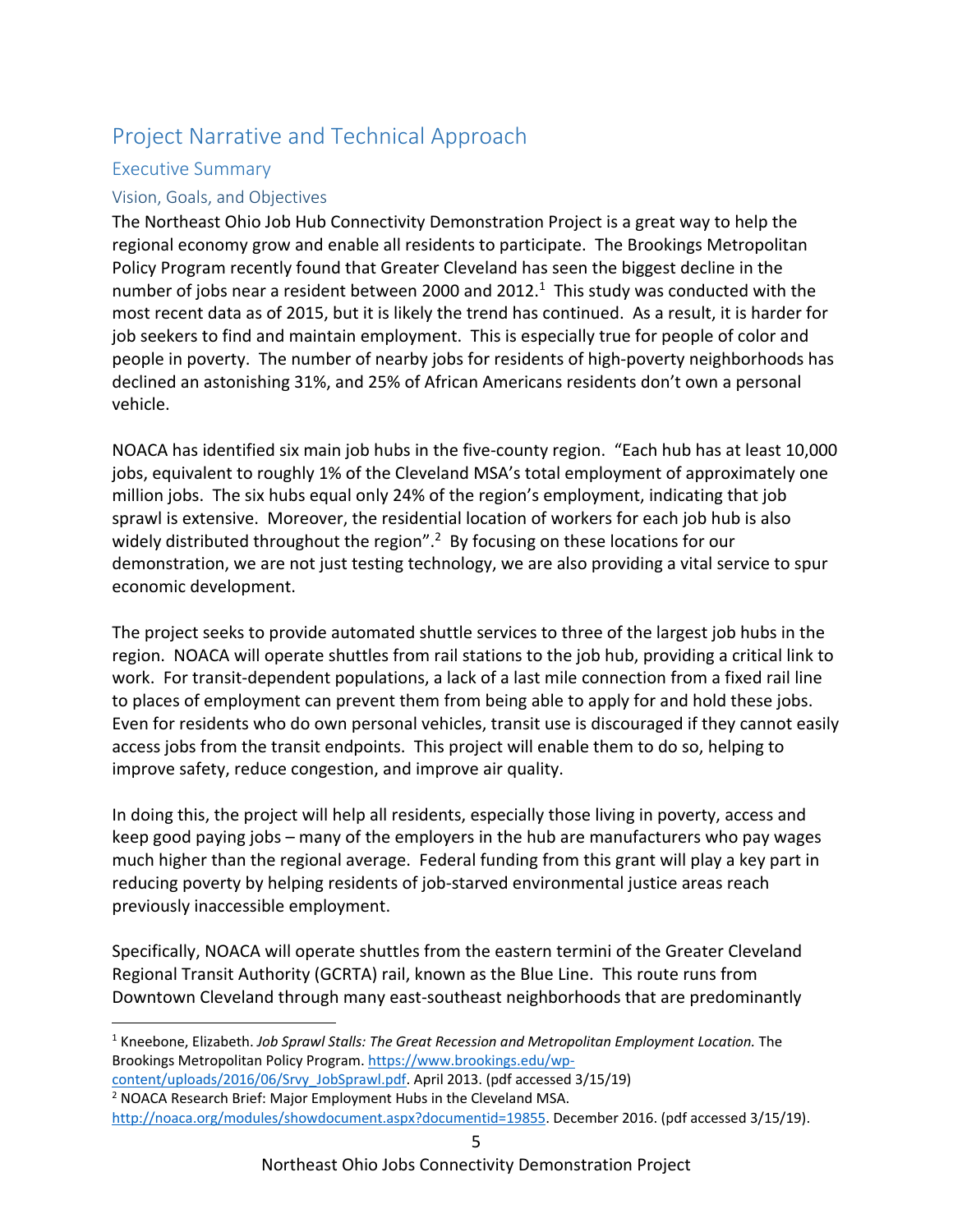# Project Narrative and Technical Approach

## Executive Summary

### Vision, Goals, and Objectives

The Northeast Ohio Job Hub Connectivity Demonstration Project is a great way to help the regional economy grow and enable all residents to participate. The Brookings Metropolitan Policy Program recently found that Greater Cleveland has seen the biggest decline in the number of jobs near a resident between 2000 and 2012.[1] This study was conducted with the most recent data as of 2015, but it is likely the trend has continued. As a result, it is harder for job seekers to find and maintain employment. This is especially true for people of color and people in poverty. The number of nearby jobs for residents of high-poverty neighborhoods has declined an astonishing 31%, and 25% of African Americans residents don't own a personal vehicle.

NOACA has identified six main job hubs in the five-county region. "Each hub has at least 10,000 jobs, equivalent to roughly 1% of the Cleveland MSA's total employment of approximately one million jobs. The six hubs equal only 24% of the region's employment, indicating that job sprawl is extensive. Moreover, the residential location of workers for each job hub is also widely distributed throughout the region".[2] By focusing on these locations for our demonstration, we are not just testing technology, we are also providing a vital service to spur economic development.

The project seeks to provide automated shuttle services to three of the largest job hubs in the region. NOACA will operate shuttles from rail stations to the job hub, providing a critical link to work. For transit-dependent populations, a lack of a last mile connection from a fixed rail line to places of employment can prevent them from being able to apply for and hold these jobs. Even for residents who do own personal vehicles, transit use is discouraged if they cannot easily access jobs from the transit endpoints. This project will enable them to do so, helping to improve safety, reduce congestion, and improve air quality.

In doing this, the project will help all residents, especially those living in poverty, access and keep good paying jobs – many of the employers in the hub are manufacturers who pay wages much higher than the regional average. Federal funding from this grant will play a key part in reducing poverty by helping residents of job-starved environmental justice areas reach previously inaccessible employment.

Specifically, NOACA will operate shuttles from the eastern termini of the Greater Cleveland Regional Transit Authority (GCRTA) rail, known as the Blue Line. This route runs from Downtown Cleveland through many east-southeast neighborhoods that are predominantly

---

[1] Kneebone, Elizabeth. *Job Sprawl Stalls: The Great Recession and Metropolitan Employment Location.* The Brookings Metropolitan Policy Program. https://www.brookings.edu/wp-content/uploads/2016/06/Srvy_JobSprawl.pdf. April 2013. (pdf accessed 3/15/19)

[2] NOACA Research Brief: Major Employment Hubs in the Cleveland MSA. http://noaca.org/modules/showdocument.aspx?documentid=19855. December 2016. (pdf accessed 3/15/19).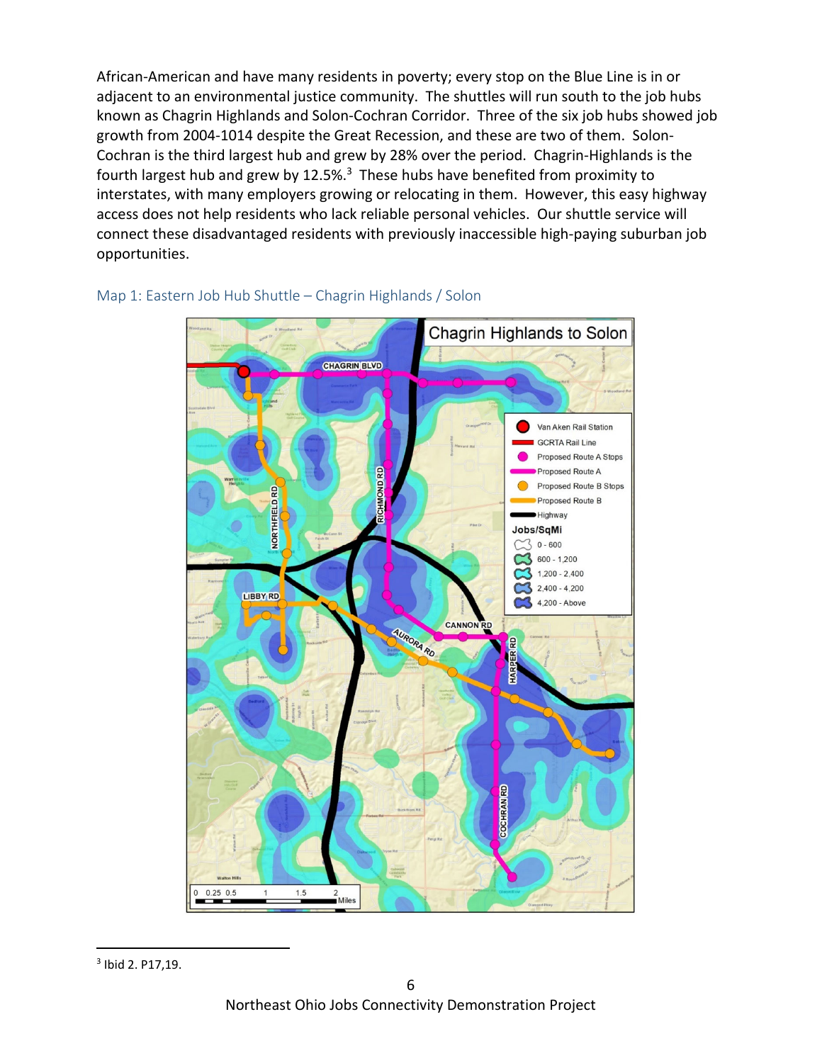African-American and have many residents in poverty; every stop on the Blue Line is in or adjacent to an environmental justice community. The shuttles will run south to the job hubs known as Chagrin Highlands and Solon-Cochran Corridor. Three of the six job hubs showed job growth from 2004-1014 despite the Great Recession, and these are two of them. Solon-Cochran is the third largest hub and grew by 28% over the period. Chagrin-Highlands is the fourth largest hub and grew by 12.5%.[3] These hubs have benefited from proximity to interstates, with many employers growing or relocating in them. However, this easy highway access does not help residents who lack reliable personal vehicles. Our shuttle service will connect these disadvantaged residents with previously inaccessible high-paying suburban job opportunities.

Map 1: Eastern Job Hub Shuttle – Chagrin Highlands / Solon

---

[3] Ibid 2. P17,19.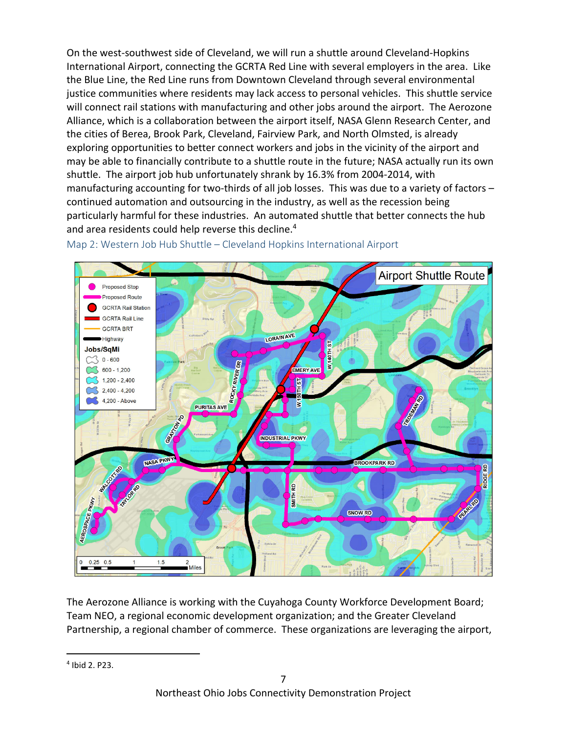On the west-southwest side of Cleveland, we will run a shuttle around Cleveland-Hopkins International Airport, connecting the GCRTA Red Line with several employers in the area. Like the Blue Line, the Red Line runs from Downtown Cleveland through several environmental justice communities where residents may lack access to personal vehicles. This shuttle service will connect rail stations with manufacturing and other jobs around the airport. The Aerozone Alliance, which is a collaboration between the airport itself, NASA Glenn Research Center, and the cities of Berea, Brook Park, Cleveland, Fairview Park, and North Olmsted, is already exploring opportunities to better connect workers and jobs in the vicinity of the airport and may be able to financially contribute to a shuttle route in the future; NASA actually run its own shuttle. The airport job hub unfortunately shrank by 16.3% from 2004-2014, with manufacturing accounting for two-thirds of all job losses. This was due to a variety of factors – continued automation and outsourcing in the industry, as well as the recession being particularly harmful for these industries. An automated shuttle that better connects the hub and area residents could help reverse this decline.[4]

Map 2: Western Job Hub Shuttle – Cleveland Hopkins International Airport

The Aerozone Alliance is working with the Cuyahoga County Workforce Development Board; Team NEO, a regional economic development organization; and the Greater Cleveland Partnership, a regional chamber of commerce. These organizations are leveraging the airport,

[4] Ibid 2. P23.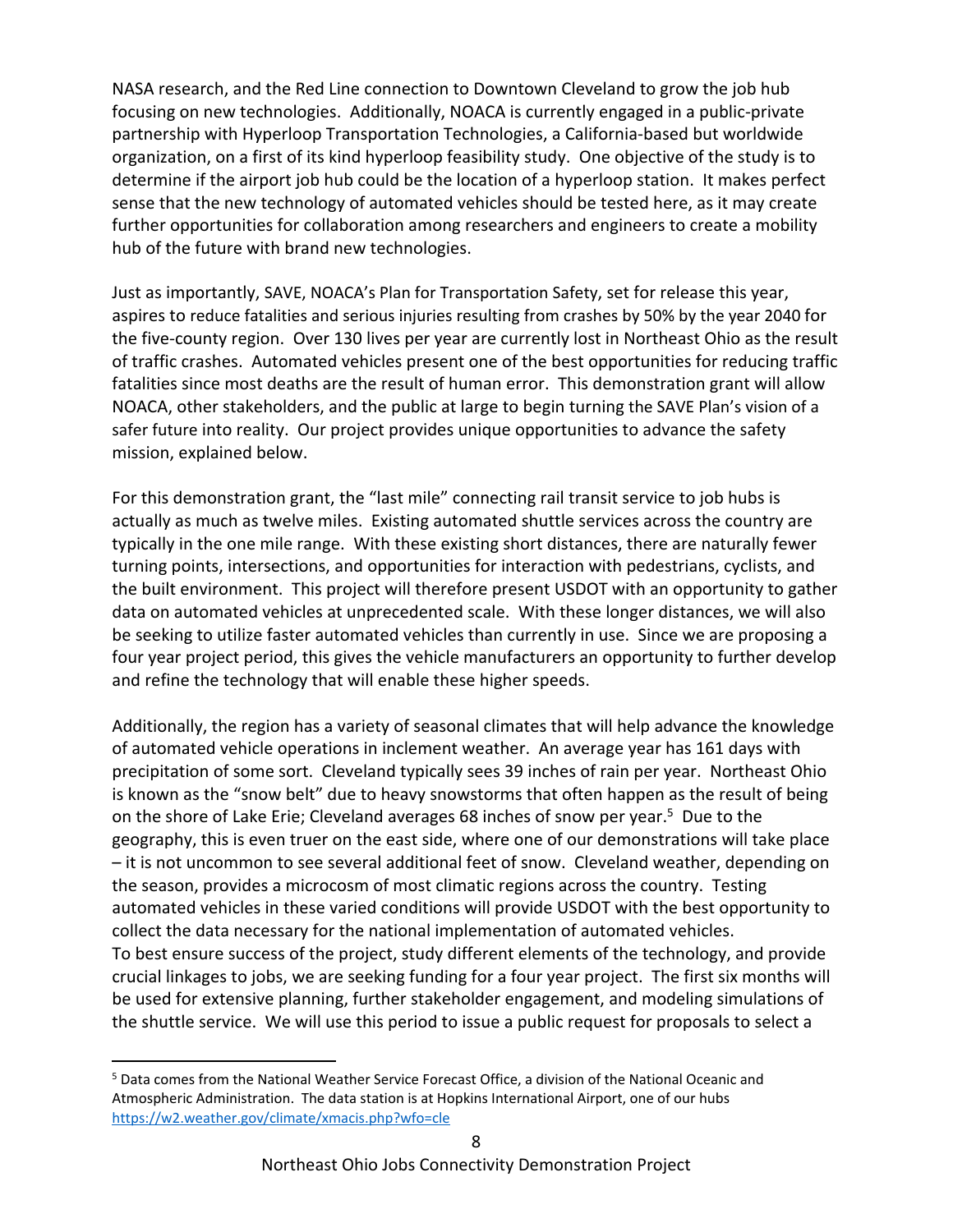NASA research, and the Red Line connection to Downtown Cleveland to grow the job hub focusing on new technologies. Additionally, NOACA is currently engaged in a public-private partnership with Hyperloop Transportation Technologies, a California-based but worldwide organization, on a first of its kind hyperloop feasibility study. One objective of the study is to determine if the airport job hub could be the location of a hyperloop station. It makes perfect sense that the new technology of automated vehicles should be tested here, as it may create further opportunities for collaboration among researchers and engineers to create a mobility hub of the future with brand new technologies.

Just as importantly, SAVE, NOACA's Plan for Transportation Safety, set for release this year, aspires to reduce fatalities and serious injuries resulting from crashes by 50% by the year 2040 for the five-county region. Over 130 lives per year are currently lost in Northeast Ohio as the result of traffic crashes. Automated vehicles present one of the best opportunities for reducing traffic fatalities since most deaths are the result of human error. This demonstration grant will allow NOACA, other stakeholders, and the public at large to begin turning the SAVE Plan's vision of a safer future into reality. Our project provides unique opportunities to advance the safety mission, explained below.

For this demonstration grant, the "last mile" connecting rail transit service to job hubs is actually as much as twelve miles. Existing automated shuttle services across the country are typically in the one mile range. With these existing short distances, there are naturally fewer turning points, intersections, and opportunities for interaction with pedestrians, cyclists, and the built environment. This project will therefore present USDOT with an opportunity to gather data on automated vehicles at unprecedented scale. With these longer distances, we will also be seeking to utilize faster automated vehicles than currently in use. Since we are proposing a four year project period, this gives the vehicle manufacturers an opportunity to further develop and refine the technology that will enable these higher speeds.

Additionally, the region has a variety of seasonal climates that will help advance the knowledge of automated vehicle operations in inclement weather. An average year has 161 days with precipitation of some sort. Cleveland typically sees 39 inches of rain per year. Northeast Ohio is known as the "snow belt" due to heavy snowstorms that often happen as the result of being on the shore of Lake Erie; Cleveland averages 68 inches of snow per year.[5] Due to the geography, this is even truer on the east side, where one of our demonstrations will take place – it is not uncommon to see several additional feet of snow. Cleveland weather, depending on the season, provides a microcosm of most climatic regions across the country. Testing automated vehicles in these varied conditions will provide USDOT with the best opportunity to collect the data necessary for the national implementation of automated vehicles.

To best ensure success of the project, study different elements of the technology, and provide crucial linkages to jobs, we are seeking funding for a four year project. The first six months will be used for extensive planning, further stakeholder engagement, and modeling simulations of the shuttle service. We will use this period to issue a public request for proposals to select a

[5] Data comes from the National Weather Service Forecast Office, a division of the National Oceanic and Atmospheric Administration. The data station is at Hopkins International Airport, one of our hubs https://w2.weather.gov/climate/xmacis.php?wfo=cle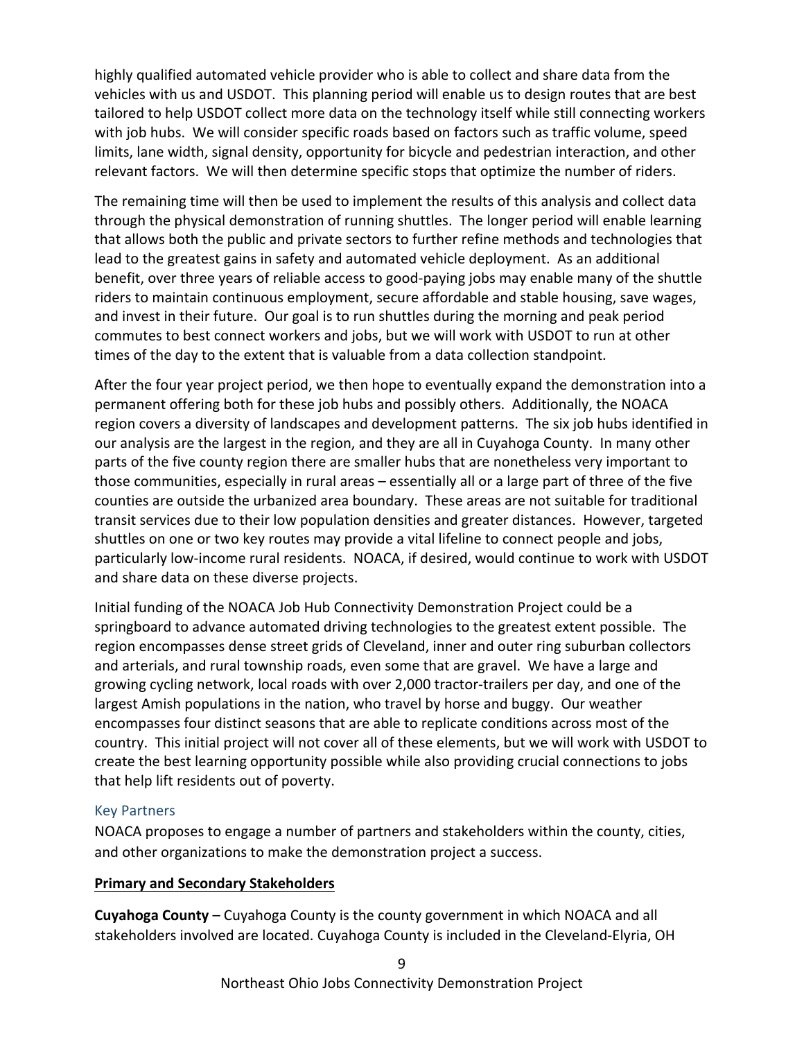highly qualified automated vehicle provider who is able to collect and share data from the vehicles with us and USDOT. This planning period will enable us to design routes that are best tailored to help USDOT collect more data on the technology itself while still connecting workers with job hubs. We will consider specific roads based on factors such as traffic volume, speed limits, lane width, signal density, opportunity for bicycle and pedestrian interaction, and other relevant factors. We will then determine specific stops that optimize the number of riders.

The remaining time will then be used to implement the results of this analysis and collect data through the physical demonstration of running shuttles. The longer period will enable learning that allows both the public and private sectors to further refine methods and technologies that lead to the greatest gains in safety and automated vehicle deployment. As an additional benefit, over three years of reliable access to good-paying jobs may enable many of the shuttle riders to maintain continuous employment, secure affordable and stable housing, save wages, and invest in their future. Our goal is to run shuttles during the morning and peak period commutes to best connect workers and jobs, but we will work with USDOT to run at other times of the day to the extent that is valuable from a data collection standpoint.

After the four year project period, we then hope to eventually expand the demonstration into a permanent offering both for these job hubs and possibly others. Additionally, the NOACA region covers a diversity of landscapes and development patterns. The six job hubs identified in our analysis are the largest in the region, and they are all in Cuyahoga County. In many other parts of the five county region there are smaller hubs that are nonetheless very important to those communities, especially in rural areas – essentially all or a large part of three of the five counties are outside the urbanized area boundary. These areas are not suitable for traditional transit services due to their low population densities and greater distances. However, targeted shuttles on one or two key routes may provide a vital lifeline to connect people and jobs, particularly low-income rural residents. NOACA, if desired, would continue to work with USDOT and share data on these diverse projects.

Initial funding of the NOACA Job Hub Connectivity Demonstration Project could be a springboard to advance automated driving technologies to the greatest extent possible. The region encompasses dense street grids of Cleveland, inner and outer ring suburban collectors and arterials, and rural township roads, even some that are gravel. We have a large and growing cycling network, local roads with over 2,000 tractor-trailers per day, and one of the largest Amish populations in the nation, who travel by horse and buggy. Our weather encompasses four distinct seasons that are able to replicate conditions across most of the country. This initial project will not cover all of these elements, but we will work with USDOT to create the best learning opportunity possible while also providing crucial connections to jobs that help lift residents out of poverty.

### Key Partners

NOACA proposes to engage a number of partners and stakeholders within the county, cities, and other organizations to make the demonstration project a success.

**Primary and Secondary Stakeholders**

**Cuyahoga County** – Cuyahoga County is the county government in which NOACA and all stakeholders involved are located. Cuyahoga County is included in the Cleveland-Elyria, OH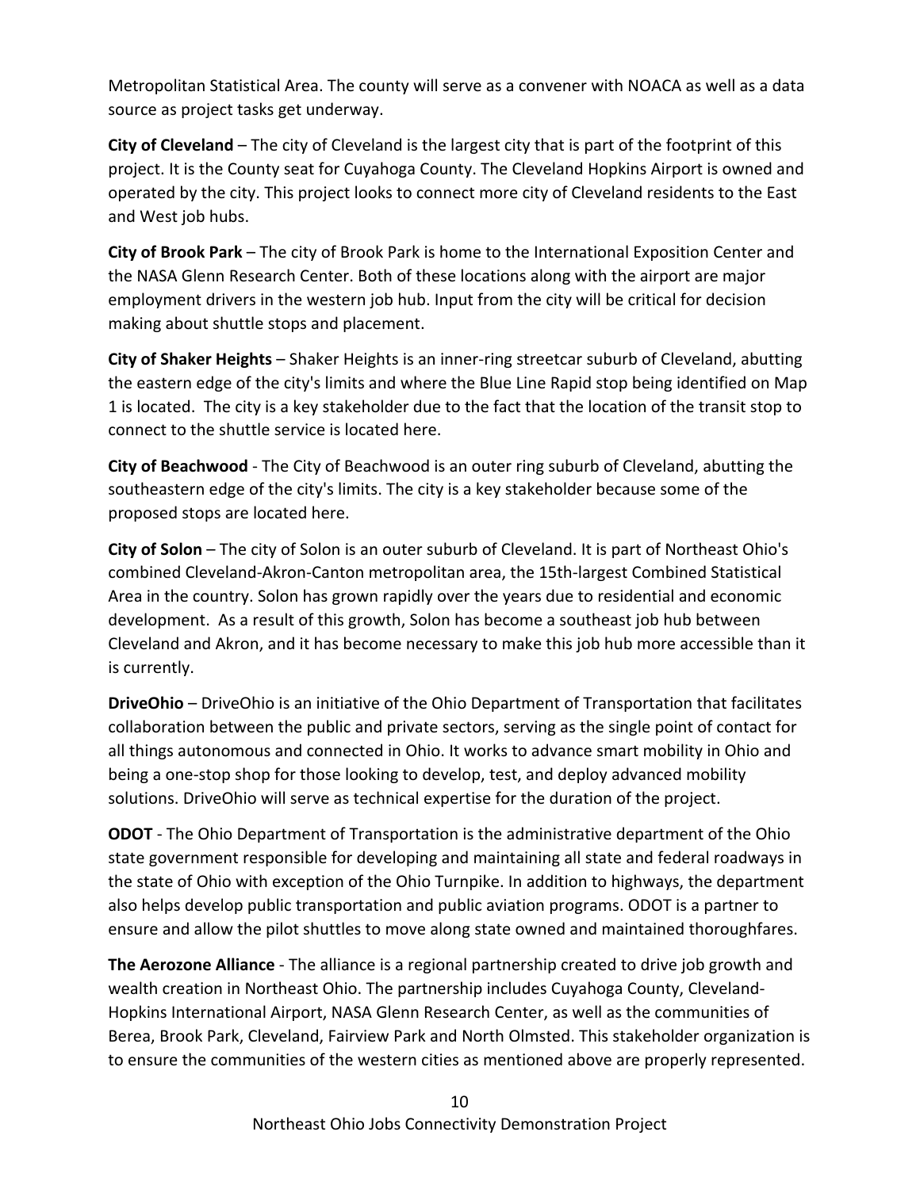Metropolitan Statistical Area. The county will serve as a convener with NOACA as well as a data source as project tasks get underway.

**City of Cleveland** – The city of Cleveland is the largest city that is part of the footprint of this project. It is the County seat for Cuyahoga County. The Cleveland Hopkins Airport is owned and operated by the city. This project looks to connect more city of Cleveland residents to the East and West job hubs.

**City of Brook Park** – The city of Brook Park is home to the International Exposition Center and the NASA Glenn Research Center. Both of these locations along with the airport are major employment drivers in the western job hub. Input from the city will be critical for decision making about shuttle stops and placement.

**City of Shaker Heights** – Shaker Heights is an inner-ring streetcar suburb of Cleveland, abutting the eastern edge of the city's limits and where the Blue Line Rapid stop being identified on Map 1 is located. The city is a key stakeholder due to the fact that the location of the transit stop to connect to the shuttle service is located here.

**City of Beachwood** - The City of Beachwood is an outer ring suburb of Cleveland, abutting the southeastern edge of the city's limits. The city is a key stakeholder because some of the proposed stops are located here.

**City of Solon** – The city of Solon is an outer suburb of Cleveland. It is part of Northeast Ohio's combined Cleveland-Akron-Canton metropolitan area, the 15th-largest Combined Statistical Area in the country. Solon has grown rapidly over the years due to residential and economic development. As a result of this growth, Solon has become a southeast job hub between Cleveland and Akron, and it has become necessary to make this job hub more accessible than it is currently.

**DriveOhio** – DriveOhio is an initiative of the Ohio Department of Transportation that facilitates collaboration between the public and private sectors, serving as the single point of contact for all things autonomous and connected in Ohio. It works to advance smart mobility in Ohio and being a one-stop shop for those looking to develop, test, and deploy advanced mobility solutions. DriveOhio will serve as technical expertise for the duration of the project.

**ODOT** - The Ohio Department of Transportation is the administrative department of the Ohio state government responsible for developing and maintaining all state and federal roadways in the state of Ohio with exception of the Ohio Turnpike. In addition to highways, the department also helps develop public transportation and public aviation programs. ODOT is a partner to ensure and allow the pilot shuttles to move along state owned and maintained thoroughfares.

**The Aerozone Alliance** - The alliance is a regional partnership created to drive job growth and wealth creation in Northeast Ohio. The partnership includes Cuyahoga County, Cleveland-Hopkins International Airport, NASA Glenn Research Center, as well as the communities of Berea, Brook Park, Cleveland, Fairview Park and North Olmsted. This stakeholder organization is to ensure the communities of the western cities as mentioned above are properly represented.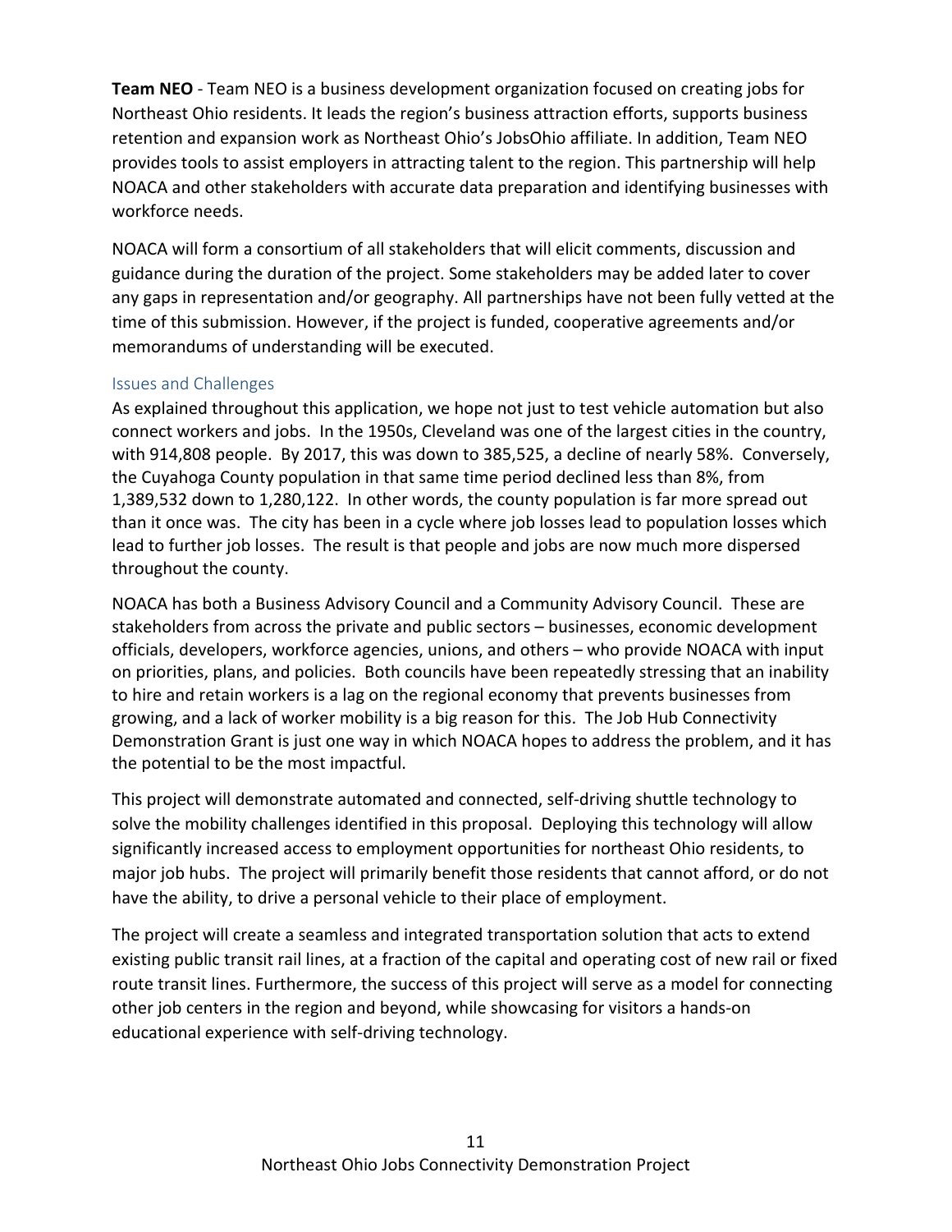**Team NEO** - Team NEO is a business development organization focused on creating jobs for Northeast Ohio residents. It leads the region's business attraction efforts, supports business retention and expansion work as Northeast Ohio's JobsOhio affiliate. In addition, Team NEO provides tools to assist employers in attracting talent to the region. This partnership will help NOACA and other stakeholders with accurate data preparation and identifying businesses with workforce needs.

NOACA will form a consortium of all stakeholders that will elicit comments, discussion and guidance during the duration of the project. Some stakeholders may be added later to cover any gaps in representation and/or geography. All partnerships have not been fully vetted at the time of this submission. However, if the project is funded, cooperative agreements and/or memorandums of understanding will be executed.

## Issues and Challenges

As explained throughout this application, we hope not just to test vehicle automation but also connect workers and jobs. In the 1950s, Cleveland was one of the largest cities in the country, with 914,808 people. By 2017, this was down to 385,525, a decline of nearly 58%. Conversely, the Cuyahoga County population in that same time period declined less than 8%, from 1,389,532 down to 1,280,122. In other words, the county population is far more spread out than it once was. The city has been in a cycle where job losses lead to population losses which lead to further job losses. The result is that people and jobs are now much more dispersed throughout the county.

NOACA has both a Business Advisory Council and a Community Advisory Council. These are stakeholders from across the private and public sectors – businesses, economic development officials, developers, workforce agencies, unions, and others – who provide NOACA with input on priorities, plans, and policies. Both councils have been repeatedly stressing that an inability to hire and retain workers is a lag on the regional economy that prevents businesses from growing, and a lack of worker mobility is a big reason for this. The Job Hub Connectivity Demonstration Grant is just one way in which NOACA hopes to address the problem, and it has the potential to be the most impactful.

This project will demonstrate automated and connected, self-driving shuttle technology to solve the mobility challenges identified in this proposal. Deploying this technology will allow significantly increased access to employment opportunities for northeast Ohio residents, to major job hubs. The project will primarily benefit those residents that cannot afford, or do not have the ability, to drive a personal vehicle to their place of employment.

The project will create a seamless and integrated transportation solution that acts to extend existing public transit rail lines, at a fraction of the capital and operating cost of new rail or fixed route transit lines. Furthermore, the success of this project will serve as a model for connecting other job centers in the region and beyond, while showcasing for visitors a hands-on educational experience with self-driving technology.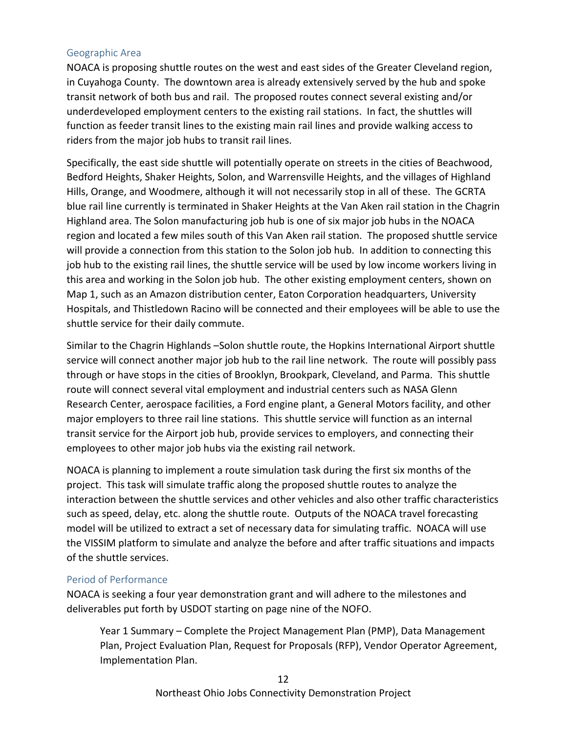## Geographic Area

NOACA is proposing shuttle routes on the west and east sides of the Greater Cleveland region, in Cuyahoga County. The downtown area is already extensively served by the hub and spoke transit network of both bus and rail. The proposed routes connect several existing and/or underdeveloped employment centers to the existing rail stations. In fact, the shuttles will function as feeder transit lines to the existing main rail lines and provide walking access to riders from the major job hubs to transit rail lines.

Specifically, the east side shuttle will potentially operate on streets in the cities of Beachwood, Bedford Heights, Shaker Heights, Solon, and Warrensville Heights, and the villages of Highland Hills, Orange, and Woodmere, although it will not necessarily stop in all of these. The GCRTA blue rail line currently is terminated in Shaker Heights at the Van Aken rail station in the Chagrin Highland area. The Solon manufacturing job hub is one of six major job hubs in the NOACA region and located a few miles south of this Van Aken rail station. The proposed shuttle service will provide a connection from this station to the Solon job hub. In addition to connecting this job hub to the existing rail lines, the shuttle service will be used by low income workers living in this area and working in the Solon job hub. The other existing employment centers, shown on Map 1, such as an Amazon distribution center, Eaton Corporation headquarters, University Hospitals, and Thistledown Racino will be connected and their employees will be able to use the shuttle service for their daily commute.

Similar to the Chagrin Highlands –Solon shuttle route, the Hopkins International Airport shuttle service will connect another major job hub to the rail line network. The route will possibly pass through or have stops in the cities of Brooklyn, Brookpark, Cleveland, and Parma. This shuttle route will connect several vital employment and industrial centers such as NASA Glenn Research Center, aerospace facilities, a Ford engine plant, a General Motors facility, and other major employers to three rail line stations. This shuttle service will function as an internal transit service for the Airport job hub, provide services to employers, and connecting their employees to other major job hubs via the existing rail network.

NOACA is planning to implement a route simulation task during the first six months of the project. This task will simulate traffic along the proposed shuttle routes to analyze the interaction between the shuttle services and other vehicles and also other traffic characteristics such as speed, delay, etc. along the shuttle route. Outputs of the NOACA travel forecasting model will be utilized to extract a set of necessary data for simulating traffic. NOACA will use the VISSIM platform to simulate and analyze the before and after traffic situations and impacts of the shuttle services.

## Period of Performance

NOACA is seeking a four year demonstration grant and will adhere to the milestones and deliverables put forth by USDOT starting on page nine of the NOFO.

> Year 1 Summary – Complete the Project Management Plan (PMP), Data Management Plan, Project Evaluation Plan, Request for Proposals (RFP), Vendor Operator Agreement, Implementation Plan.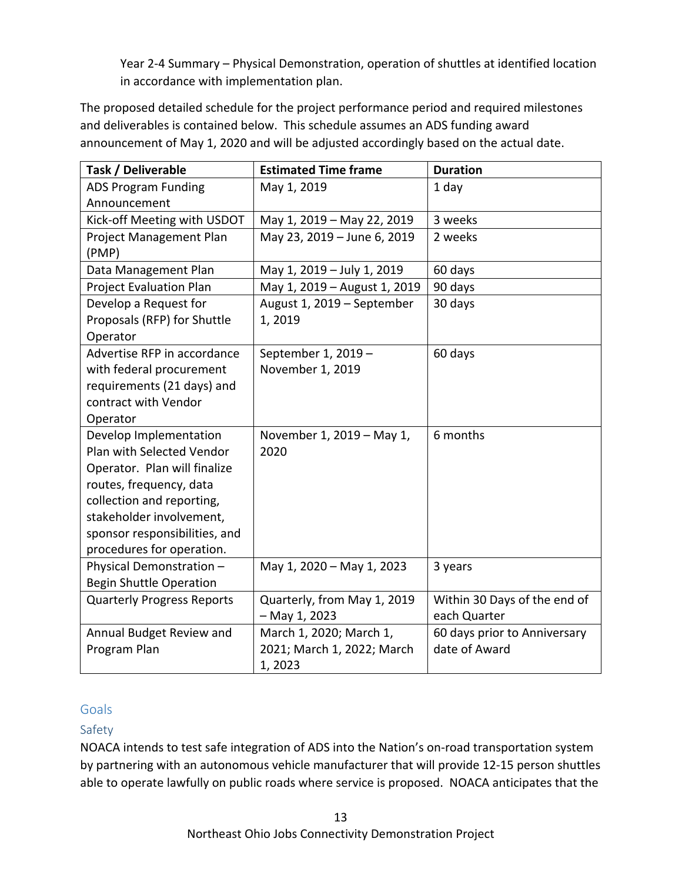Year 2-4 Summary – Physical Demonstration, operation of shuttles at identified location in accordance with implementation plan.

The proposed detailed schedule for the project performance period and required milestones and deliverables is contained below. This schedule assumes an ADS funding award announcement of May 1, 2020 and will be adjusted accordingly based on the actual date.

| Task / Deliverable | Estimated Time frame | Duration |
|---|---|---|
| ADS Program Funding Announcement | May 1, 2019 | 1 day |
| Kick-off Meeting with USDOT | May 1, 2019 – May 22, 2019 | 3 weeks |
| Project Management Plan (PMP) | May 23, 2019 – June 6, 2019 | 2 weeks |
| Data Management Plan | May 1, 2019 – July 1, 2019 | 60 days |
| Project Evaluation Plan | May 1, 2019 – August 1, 2019 | 90 days |
| Develop a Request for Proposals (RFP) for Shuttle Operator | August 1, 2019 – September 1, 2019 | 30 days |
| Advertise RFP in accordance with federal procurement requirements (21 days) and contract with Vendor Operator | September 1, 2019 – November 1, 2019 | 60 days |
| Develop Implementation Plan with Selected Vendor Operator. Plan will finalize routes, frequency, data collection and reporting, stakeholder involvement, sponsor responsibilities, and procedures for operation. | November 1, 2019 – May 1, 2020 | 6 months |
| Physical Demonstration – Begin Shuttle Operation | May 1, 2020 – May 1, 2023 | 3 years |
| Quarterly Progress Reports | Quarterly, from May 1, 2019 – May 1, 2023 | Within 30 Days of the end of each Quarter |
| Annual Budget Review and Program Plan | March 1, 2020; March 1, 2021; March 1, 2022; March 1, 2023 | 60 days prior to Anniversary date of Award |

## Goals

### Safety

NOACA intends to test safe integration of ADS into the Nation's on-road transportation system by partnering with an autonomous vehicle manufacturer that will provide 12-15 person shuttles able to operate lawfully on public roads where service is proposed. NOACA anticipates that the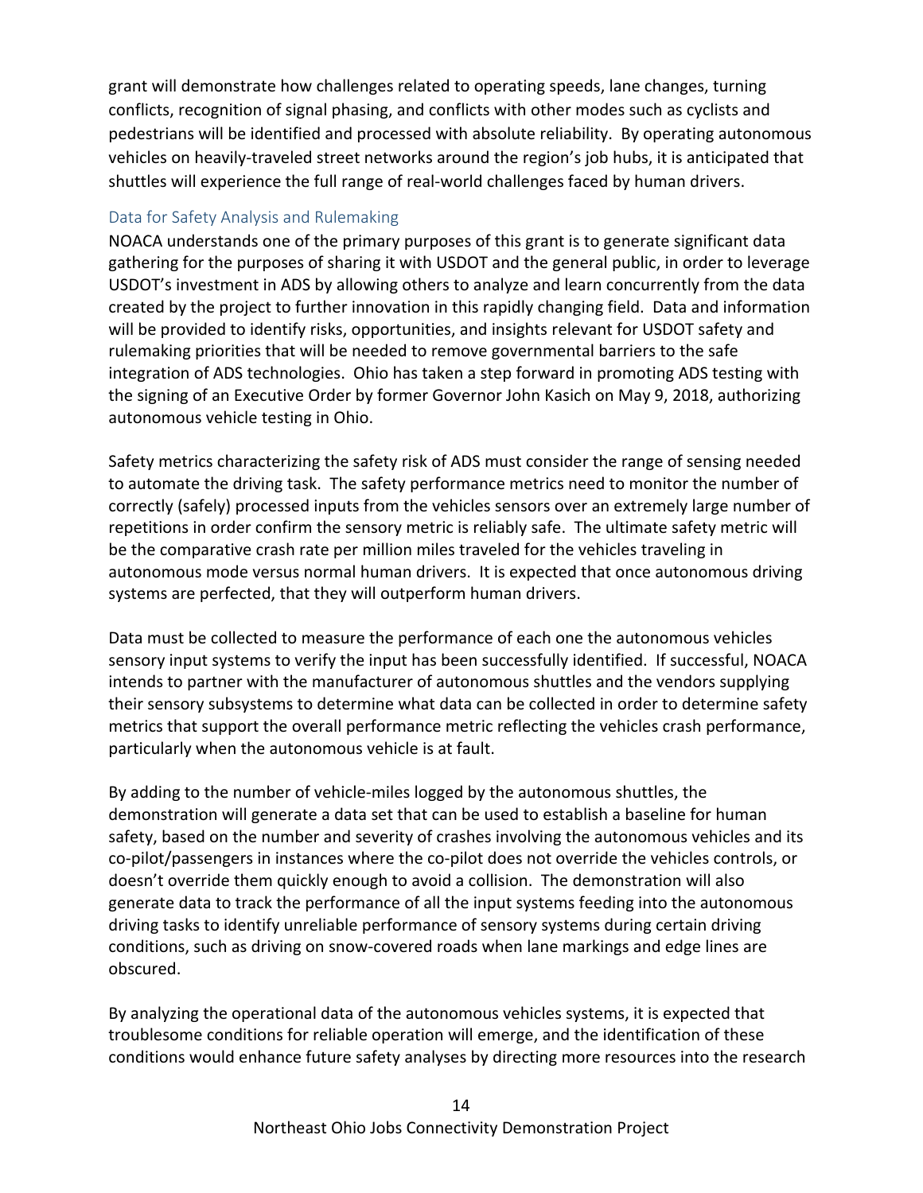grant will demonstrate how challenges related to operating speeds, lane changes, turning conflicts, recognition of signal phasing, and conflicts with other modes such as cyclists and pedestrians will be identified and processed with absolute reliability. By operating autonomous vehicles on heavily-traveled street networks around the region's job hubs, it is anticipated that shuttles will experience the full range of real-world challenges faced by human drivers.

### Data for Safety Analysis and Rulemaking

NOACA understands one of the primary purposes of this grant is to generate significant data gathering for the purposes of sharing it with USDOT and the general public, in order to leverage USDOT's investment in ADS by allowing others to analyze and learn concurrently from the data created by the project to further innovation in this rapidly changing field. Data and information will be provided to identify risks, opportunities, and insights relevant for USDOT safety and rulemaking priorities that will be needed to remove governmental barriers to the safe integration of ADS technologies. Ohio has taken a step forward in promoting ADS testing with the signing of an Executive Order by former Governor John Kasich on May 9, 2018, authorizing autonomous vehicle testing in Ohio.

Safety metrics characterizing the safety risk of ADS must consider the range of sensing needed to automate the driving task. The safety performance metrics need to monitor the number of correctly (safely) processed inputs from the vehicles sensors over an extremely large number of repetitions in order confirm the sensory metric is reliably safe. The ultimate safety metric will be the comparative crash rate per million miles traveled for the vehicles traveling in autonomous mode versus normal human drivers. It is expected that once autonomous driving systems are perfected, that they will outperform human drivers.

Data must be collected to measure the performance of each one the autonomous vehicles sensory input systems to verify the input has been successfully identified. If successful, NOACA intends to partner with the manufacturer of autonomous shuttles and the vendors supplying their sensory subsystems to determine what data can be collected in order to determine safety metrics that support the overall performance metric reflecting the vehicles crash performance, particularly when the autonomous vehicle is at fault.

By adding to the number of vehicle-miles logged by the autonomous shuttles, the demonstration will generate a data set that can be used to establish a baseline for human safety, based on the number and severity of crashes involving the autonomous vehicles and its co-pilot/passengers in instances where the co-pilot does not override the vehicles controls, or doesn't override them quickly enough to avoid a collision. The demonstration will also generate data to track the performance of all the input systems feeding into the autonomous driving tasks to identify unreliable performance of sensory systems during certain driving conditions, such as driving on snow-covered roads when lane markings and edge lines are obscured.

By analyzing the operational data of the autonomous vehicles systems, it is expected that troublesome conditions for reliable operation will emerge, and the identification of these conditions would enhance future safety analyses by directing more resources into the research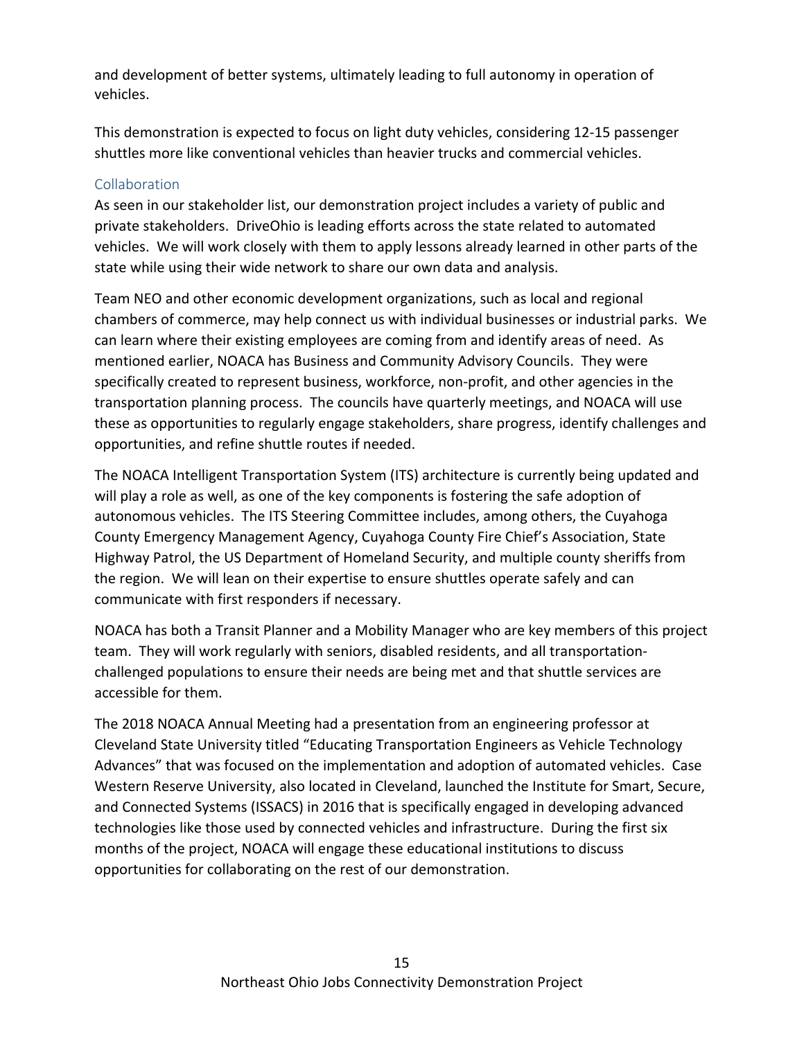and development of better systems, ultimately leading to full autonomy in operation of vehicles.

This demonstration is expected to focus on light duty vehicles, considering 12-15 passenger shuttles more like conventional vehicles than heavier trucks and commercial vehicles.

### Collaboration

As seen in our stakeholder list, our demonstration project includes a variety of public and private stakeholders. DriveOhio is leading efforts across the state related to automated vehicles. We will work closely with them to apply lessons already learned in other parts of the state while using their wide network to share our own data and analysis.

Team NEO and other economic development organizations, such as local and regional chambers of commerce, may help connect us with individual businesses or industrial parks. We can learn where their existing employees are coming from and identify areas of need. As mentioned earlier, NOACA has Business and Community Advisory Councils. They were specifically created to represent business, workforce, non-profit, and other agencies in the transportation planning process. The councils have quarterly meetings, and NOACA will use these as opportunities to regularly engage stakeholders, share progress, identify challenges and opportunities, and refine shuttle routes if needed.

The NOACA Intelligent Transportation System (ITS) architecture is currently being updated and will play a role as well, as one of the key components is fostering the safe adoption of autonomous vehicles. The ITS Steering Committee includes, among others, the Cuyahoga County Emergency Management Agency, Cuyahoga County Fire Chief's Association, State Highway Patrol, the US Department of Homeland Security, and multiple county sheriffs from the region. We will lean on their expertise to ensure shuttles operate safely and can communicate with first responders if necessary.

NOACA has both a Transit Planner and a Mobility Manager who are key members of this project team. They will work regularly with seniors, disabled residents, and all transportation-challenged populations to ensure their needs are being met and that shuttle services are accessible for them.

The 2018 NOACA Annual Meeting had a presentation from an engineering professor at Cleveland State University titled "Educating Transportation Engineers as Vehicle Technology Advances" that was focused on the implementation and adoption of automated vehicles. Case Western Reserve University, also located in Cleveland, launched the Institute for Smart, Secure, and Connected Systems (ISSACS) in 2016 that is specifically engaged in developing advanced technologies like those used by connected vehicles and infrastructure. During the first six months of the project, NOACA will engage these educational institutions to discuss opportunities for collaborating on the rest of our demonstration.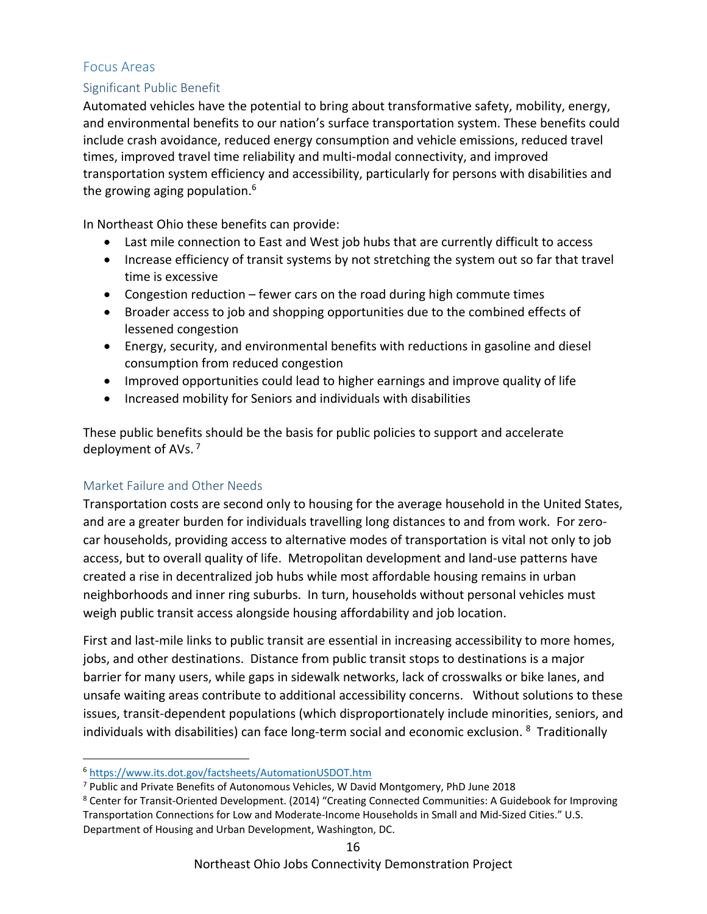## Focus Areas

### Significant Public Benefit

Automated vehicles have the potential to bring about transformative safety, mobility, energy, and environmental benefits to our nation's surface transportation system. These benefits could include crash avoidance, reduced energy consumption and vehicle emissions, reduced travel times, improved travel time reliability and multi-modal connectivity, and improved transportation system efficiency and accessibility, particularly for persons with disabilities and the growing aging population.[6]

In Northeast Ohio these benefits can provide:

- Last mile connection to East and West job hubs that are currently difficult to access
- Increase efficiency of transit systems by not stretching the system out so far that travel time is excessive
- Congestion reduction – fewer cars on the road during high commute times
- Broader access to job and shopping opportunities due to the combined effects of lessened congestion
- Energy, security, and environmental benefits with reductions in gasoline and diesel consumption from reduced congestion
- Improved opportunities could lead to higher earnings and improve quality of life
- Increased mobility for Seniors and individuals with disabilities

These public benefits should be the basis for public policies to support and accelerate deployment of AVs.[7]

### Market Failure and Other Needs

Transportation costs are second only to housing for the average household in the United States, and are a greater burden for individuals travelling long distances to and from work. For zero-car households, providing access to alternative modes of transportation is vital not only to job access, but to overall quality of life. Metropolitan development and land-use patterns have created a rise in decentralized job hubs while most affordable housing remains in urban neighborhoods and inner ring suburbs. In turn, households without personal vehicles must weigh public transit access alongside housing affordability and job location.

First and last-mile links to public transit are essential in increasing accessibility to more homes, jobs, and other destinations. Distance from public transit stops to destinations is a major barrier for many users, while gaps in sidewalk networks, lack of crosswalks or bike lanes, and unsafe waiting areas contribute to additional accessibility concerns. Without solutions to these issues, transit-dependent populations (which disproportionately include minorities, seniors, and individuals with disabilities) can face long-term social and economic exclusion.[8] Traditionally

---

[6] https://www.its.dot.gov/factsheets/AutomationUSDOT.htm

[7] Public and Private Benefits of Autonomous Vehicles, W David Montgomery, PhD June 2018

[8] Center for Transit-Oriented Development. (2014) "Creating Connected Communities: A Guidebook for Improving Transportation Connections for Low and Moderate-Income Households in Small and Mid-Sized Cities." U.S. Department of Housing and Urban Development, Washington, DC.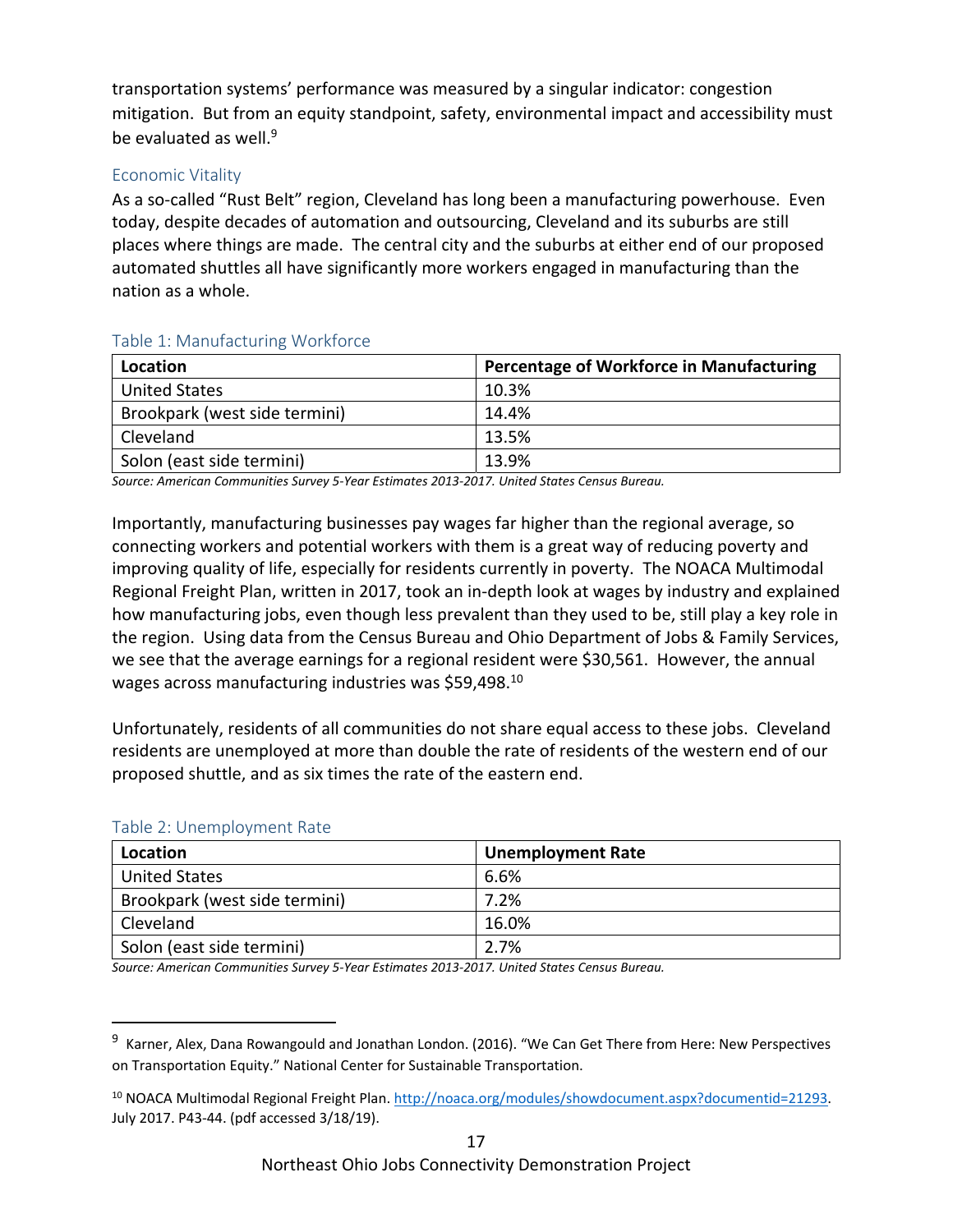transportation systems' performance was measured by a singular indicator: congestion mitigation. But from an equity standpoint, safety, environmental impact and accessibility must be evaluated as well.[9]

### Economic Vitality

As a so-called "Rust Belt" region, Cleveland has long been a manufacturing powerhouse. Even today, despite decades of automation and outsourcing, Cleveland and its suburbs are still places where things are made. The central city and the suburbs at either end of our proposed automated shuttles all have significantly more workers engaged in manufacturing than the nation as a whole.

Table 1: Manufacturing Workforce

| Location | Percentage of Workforce in Manufacturing |
|---|---|
| United States | 10.3% |
| Brookpark (west side termini) | 14.4% |
| Cleveland | 13.5% |
| Solon (east side termini) | 13.9% |

*Source: American Communities Survey 5-Year Estimates 2013-2017. United States Census Bureau.*

Importantly, manufacturing businesses pay wages far higher than the regional average, so connecting workers and potential workers with them is a great way of reducing poverty and improving quality of life, especially for residents currently in poverty. The NOACA Multimodal Regional Freight Plan, written in 2017, took an in-depth look at wages by industry and explained how manufacturing jobs, even though less prevalent than they used to be, still play a key role in the region. Using data from the Census Bureau and Ohio Department of Jobs & Family Services, we see that the average earnings for a regional resident were $30,561. However, the annual wages across manufacturing industries was $59,498.[10]

Unfortunately, residents of all communities do not share equal access to these jobs. Cleveland residents are unemployed at more than double the rate of residents of the western end of our proposed shuttle, and as six times the rate of the eastern end.

Table 2: Unemployment Rate

| Location | Unemployment Rate |
|---|---|
| United States | 6.6% |
| Brookpark (west side termini) | 7.2% |
| Cleveland | 16.0% |
| Solon (east side termini) | 2.7% |

*Source: American Communities Survey 5-Year Estimates 2013-2017. United States Census Bureau.*

---

[9] Karner, Alex, Dana Rowangould and Jonathan London. (2016). "We Can Get There from Here: New Perspectives on Transportation Equity." National Center for Sustainable Transportation.

[10] NOACA Multimodal Regional Freight Plan. http://noaca.org/modules/showdocument.aspx?documentid=21293. July 2017. P43-44. (pdf accessed 3/18/19).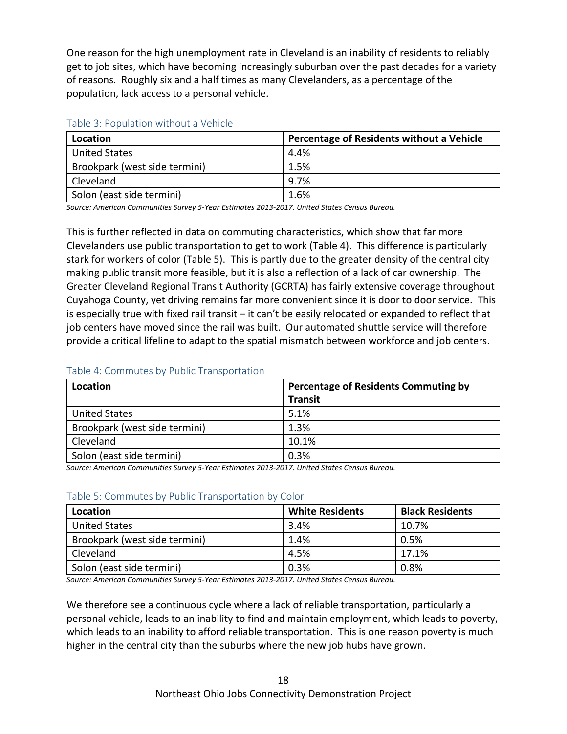One reason for the high unemployment rate in Cleveland is an inability of residents to reliably get to job sites, which have becoming increasingly suburban over the past decades for a variety of reasons. Roughly six and a half times as many Clevelanders, as a percentage of the population, lack access to a personal vehicle.

Table 3: Population without a Vehicle

| Location | Percentage of Residents without a Vehicle |
|---|---|
| United States | 4.4% |
| Brookpark (west side termini) | 1.5% |
| Cleveland | 9.7% |
| Solon (east side termini) | 1.6% |

*Source: American Communities Survey 5-Year Estimates 2013-2017. United States Census Bureau.*

This is further reflected in data on commuting characteristics, which show that far more Clevelanders use public transportation to get to work (Table 4). This difference is particularly stark for workers of color (Table 5). This is partly due to the greater density of the central city making public transit more feasible, but it is also a reflection of a lack of car ownership. The Greater Cleveland Regional Transit Authority (GCRTA) has fairly extensive coverage throughout Cuyahoga County, yet driving remains far more convenient since it is door to door service. This is especially true with fixed rail transit – it can't be easily relocated or expanded to reflect that job centers have moved since the rail was built. Our automated shuttle service will therefore provide a critical lifeline to adapt to the spatial mismatch between workforce and job centers.

Table 4: Commutes by Public Transportation

| Location | Percentage of Residents Commuting by Transit |
|---|---|
| United States | 5.1% |
| Brookpark (west side termini) | 1.3% |
| Cleveland | 10.1% |
| Solon (east side termini) | 0.3% |

*Source: American Communities Survey 5-Year Estimates 2013-2017. United States Census Bureau.*

Table 5: Commutes by Public Transportation by Color

| Location | White Residents | Black Residents |
|---|---|---|
| United States | 3.4% | 10.7% |
| Brookpark (west side termini) | 1.4% | 0.5% |
| Cleveland | 4.5% | 17.1% |
| Solon (east side termini) | 0.3% | 0.8% |

*Source: American Communities Survey 5-Year Estimates 2013-2017. United States Census Bureau.*

We therefore see a continuous cycle where a lack of reliable transportation, particularly a personal vehicle, leads to an inability to find and maintain employment, which leads to poverty, which leads to an inability to afford reliable transportation. This is one reason poverty is much higher in the central city than the suburbs where the new job hubs have grown.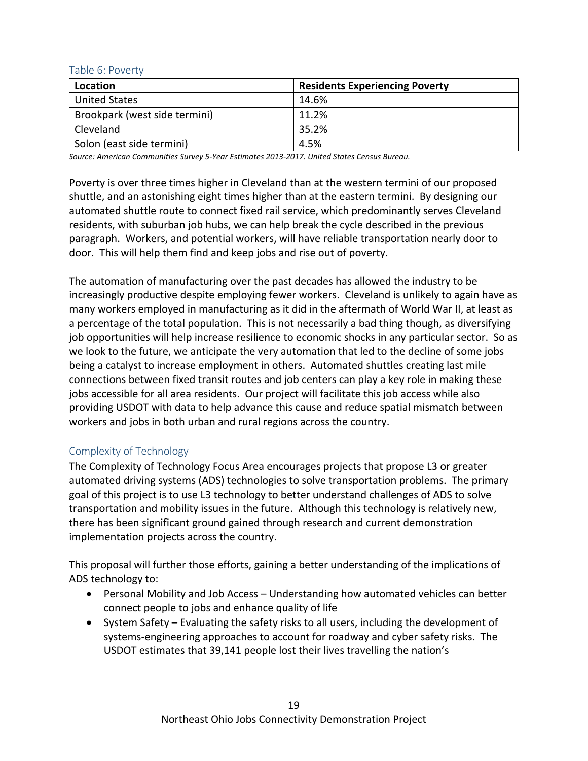Table 6: Poverty

| Location | Residents Experiencing Poverty |
|---|---|
| United States | 14.6% |
| Brookpark (west side termini) | 11.2% |
| Cleveland | 35.2% |
| Solon (east side termini) | 4.5% |

*Source: American Communities Survey 5-Year Estimates 2013-2017. United States Census Bureau.*

Poverty is over three times higher in Cleveland than at the western termini of our proposed shuttle, and an astonishing eight times higher than at the eastern termini. By designing our automated shuttle route to connect fixed rail service, which predominantly serves Cleveland residents, with suburban job hubs, we can help break the cycle described in the previous paragraph. Workers, and potential workers, will have reliable transportation nearly door to door. This will help them find and keep jobs and rise out of poverty.

The automation of manufacturing over the past decades has allowed the industry to be increasingly productive despite employing fewer workers. Cleveland is unlikely to again have as many workers employed in manufacturing as it did in the aftermath of World War II, at least as a percentage of the total population. This is not necessarily a bad thing though, as diversifying job opportunities will help increase resilience to economic shocks in any particular sector. So as we look to the future, we anticipate the very automation that led to the decline of some jobs being a catalyst to increase employment in others. Automated shuttles creating last mile connections between fixed transit routes and job centers can play a key role in making these jobs accessible for all area residents. Our project will facilitate this job access while also providing USDOT with data to help advance this cause and reduce spatial mismatch between workers and jobs in both urban and rural regions across the country.

## Complexity of Technology

The Complexity of Technology Focus Area encourages projects that propose L3 or greater automated driving systems (ADS) technologies to solve transportation problems. The primary goal of this project is to use L3 technology to better understand challenges of ADS to solve transportation and mobility issues in the future. Although this technology is relatively new, there has been significant ground gained through research and current demonstration implementation projects across the country.

This proposal will further those efforts, gaining a better understanding of the implications of ADS technology to:

- Personal Mobility and Job Access – Understanding how automated vehicles can better connect people to jobs and enhance quality of life
- System Safety – Evaluating the safety risks to all users, including the development of systems-engineering approaches to account for roadway and cyber safety risks. The USDOT estimates that 39,141 people lost their lives travelling the nation's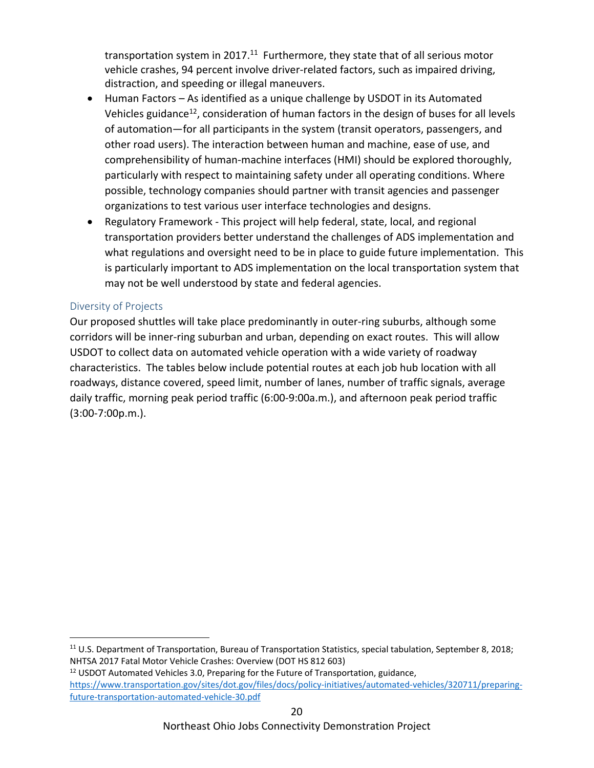transportation system in 2017.[11] Furthermore, they state that of all serious motor vehicle crashes, 94 percent involve driver-related factors, such as impaired driving, distraction, and speeding or illegal maneuvers.

- Human Factors – As identified as a unique challenge by USDOT in its Automated Vehicles guidance[12], consideration of human factors in the design of buses for all levels of automation—for all participants in the system (transit operators, passengers, and other road users). The interaction between human and machine, ease of use, and comprehensibility of human-machine interfaces (HMI) should be explored thoroughly, particularly with respect to maintaining safety under all operating conditions. Where possible, technology companies should partner with transit agencies and passenger organizations to test various user interface technologies and designs.
- Regulatory Framework - This project will help federal, state, local, and regional transportation providers better understand the challenges of ADS implementation and what regulations and oversight need to be in place to guide future implementation. This is particularly important to ADS implementation on the local transportation system that may not be well understood by state and federal agencies.

## Diversity of Projects

Our proposed shuttles will take place predominantly in outer-ring suburbs, although some corridors will be inner-ring suburban and urban, depending on exact routes. This will allow USDOT to collect data on automated vehicle operation with a wide variety of roadway characteristics. The tables below include potential routes at each job hub location with all roadways, distance covered, speed limit, number of lanes, number of traffic signals, average daily traffic, morning peak period traffic (6:00-9:00a.m.), and afternoon peak period traffic (3:00-7:00p.m.).

---

[11] U.S. Department of Transportation, Bureau of Transportation Statistics, special tabulation, September 8, 2018; NHTSA 2017 Fatal Motor Vehicle Crashes: Overview (DOT HS 812 603)

[12] USDOT Automated Vehicles 3.0, Preparing for the Future of Transportation, guidance, https://www.transportation.gov/sites/dot.gov/files/docs/policy-initiatives/automated-vehicles/320711/preparing-future-transportation-automated-vehicle-30.pdf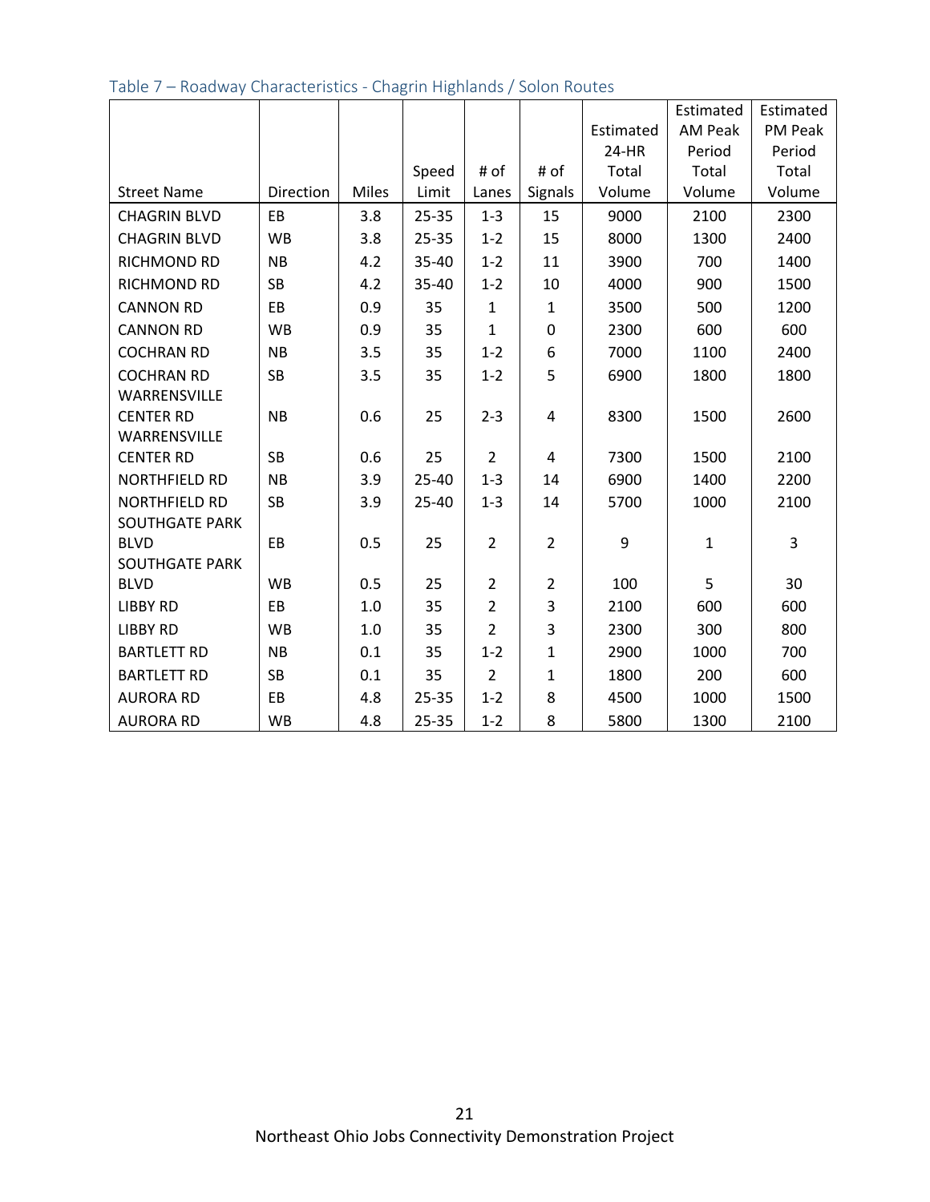Table 7 – Roadway Characteristics - Chagrin Highlands / Solon Routes

| Street Name | Direction | Miles | Speed Limit | # of Lanes | # of Signals | Estimated 24-HR Total Volume | Estimated AM Peak Period Total Volume | Estimated PM Peak Period Total Volume |
|---|---|---|---|---|---|---|---|---|
| CHAGRIN BLVD | EB | 3.8 | 25-35 | 1-3 | 15 | 9000 | 2100 | 2300 |
| CHAGRIN BLVD | WB | 3.8 | 25-35 | 1-2 | 15 | 8000 | 1300 | 2400 |
| RICHMOND RD | NB | 4.2 | 35-40 | 1-2 | 11 | 3900 | 700 | 1400 |
| RICHMOND RD | SB | 4.2 | 35-40 | 1-2 | 10 | 4000 | 900 | 1500 |
| CANNON RD | EB | 0.9 | 35 | 1 | 1 | 3500 | 500 | 1200 |
| CANNON RD | WB | 0.9 | 35 | 1 | 0 | 2300 | 600 | 600 |
| COCHRAN RD | NB | 3.5 | 35 | 1-2 | 6 | 7000 | 1100 | 2400 |
| COCHRAN RD | SB | 3.5 | 35 | 1-2 | 5 | 6900 | 1800 | 1800 |
| WARRENSVILLE CENTER RD | NB | 0.6 | 25 | 2-3 | 4 | 8300 | 1500 | 2600 |
| WARRENSVILLE CENTER RD | SB | 0.6 | 25 | 2 | 4 | 7300 | 1500 | 2100 |
| NORTHFIELD RD | NB | 3.9 | 25-40 | 1-3 | 14 | 6900 | 1400 | 2200 |
| NORTHFIELD RD | SB | 3.9 | 25-40 | 1-3 | 14 | 5700 | 1000 | 2100 |
| SOUTHGATE PARK BLVD | EB | 0.5 | 25 | 2 | 2 | 9 | 1 | 3 |
| SOUTHGATE PARK BLVD | WB | 0.5 | 25 | 2 | 2 | 100 | 5 | 30 |
| LIBBY RD | EB | 1.0 | 35 | 2 | 3 | 2100 | 600 | 600 |
| LIBBY RD | WB | 1.0 | 35 | 2 | 3 | 2300 | 300 | 800 |
| BARTLETT RD | NB | 0.1 | 35 | 1-2 | 1 | 2900 | 1000 | 700 |
| BARTLETT RD | SB | 0.1 | 35 | 2 | 1 | 1800 | 200 | 600 |
| AURORA RD | EB | 4.8 | 25-35 | 1-2 | 8 | 4500 | 1000 | 1500 |
| AURORA RD | WB | 4.8 | 25-35 | 1-2 | 8 | 5800 | 1300 | 2100 |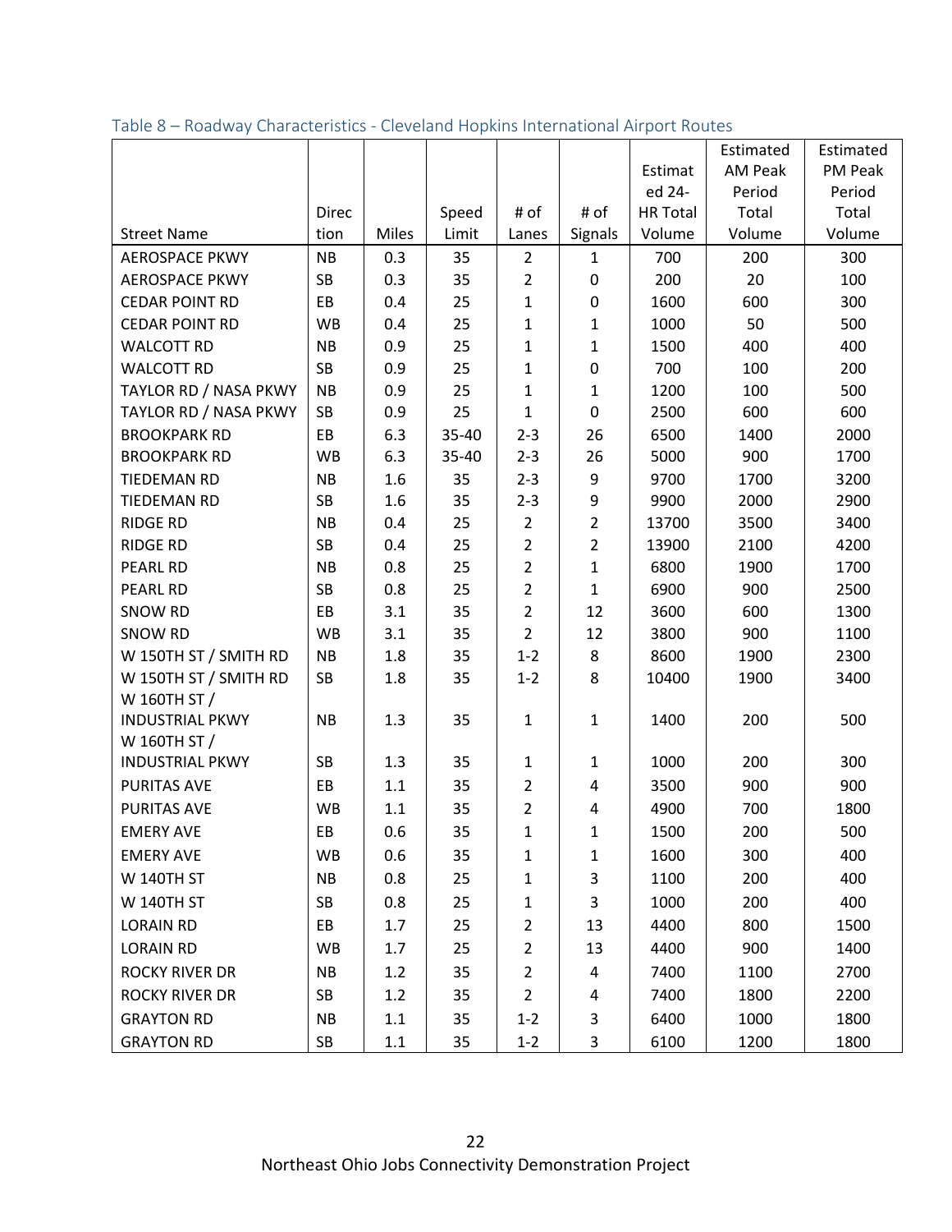Table 8 – Roadway Characteristics - Cleveland Hopkins International Airport Routes

| Street Name | Direction | Miles | Speed Limit | # of Lanes | # of Signals | Estimated 24-HR Total Volume | Estimated AM Peak Period Total Volume | Estimated PM Peak Period Total Volume |
|---|---|---|---|---|---|---|---|---|
| AEROSPACE PKWY | NB | 0.3 | 35 | 2 | 1 | 700 | 200 | 300 |
| AEROSPACE PKWY | SB | 0.3 | 35 | 2 | 0 | 200 | 20 | 100 |
| CEDAR POINT RD | EB | 0.4 | 25 | 1 | 0 | 1600 | 600 | 300 |
| CEDAR POINT RD | WB | 0.4 | 25 | 1 | 1 | 1000 | 50 | 500 |
| WALCOTT RD | NB | 0.9 | 25 | 1 | 1 | 1500 | 400 | 400 |
| WALCOTT RD | SB | 0.9 | 25 | 1 | 0 | 700 | 100 | 200 |
| TAYLOR RD / NASA PKWY | NB | 0.9 | 25 | 1 | 1 | 1200 | 100 | 500 |
| TAYLOR RD / NASA PKWY | SB | 0.9 | 25 | 1 | 0 | 2500 | 600 | 600 |
| BROOKPARK RD | EB | 6.3 | 35-40 | 2-3 | 26 | 6500 | 1400 | 2000 |
| BROOKPARK RD | WB | 6.3 | 35-40 | 2-3 | 26 | 5000 | 900 | 1700 |
| TIEDEMAN RD | NB | 1.6 | 35 | 2-3 | 9 | 9700 | 1700 | 3200 |
| TIEDEMAN RD | SB | 1.6 | 35 | 2-3 | 9 | 9900 | 2000 | 2900 |
| RIDGE RD | NB | 0.4 | 25 | 2 | 2 | 13700 | 3500 | 3400 |
| RIDGE RD | SB | 0.4 | 25 | 2 | 2 | 13900 | 2100 | 4200 |
| PEARL RD | NB | 0.8 | 25 | 2 | 1 | 6800 | 1900 | 1700 |
| PEARL RD | SB | 0.8 | 25 | 2 | 1 | 6900 | 900 | 2500 |
| SNOW RD | EB | 3.1 | 35 | 2 | 12 | 3600 | 600 | 1300 |
| SNOW RD | WB | 3.1 | 35 | 2 | 12 | 3800 | 900 | 1100 |
| W 150TH ST / SMITH RD | NB | 1.8 | 35 | 1-2 | 8 | 8600 | 1900 | 2300 |
| W 150TH ST / SMITH RD | SB | 1.8 | 35 | 1-2 | 8 | 10400 | 1900 | 3400 |
| W 160TH ST / INDUSTRIAL PKWY | NB | 1.3 | 35 | 1 | 1 | 1400 | 200 | 500 |
| W 160TH ST / INDUSTRIAL PKWY | SB | 1.3 | 35 | 1 | 1 | 1000 | 200 | 300 |
| PURITAS AVE | EB | 1.1 | 35 | 2 | 4 | 3500 | 900 | 900 |
| PURITAS AVE | WB | 1.1 | 35 | 2 | 4 | 4900 | 700 | 1800 |
| EMERY AVE | EB | 0.6 | 35 | 1 | 1 | 1500 | 200 | 500 |
| EMERY AVE | WB | 0.6 | 35 | 1 | 1 | 1600 | 300 | 400 |
| W 140TH ST | NB | 0.8 | 25 | 1 | 3 | 1100 | 200 | 400 |
| W 140TH ST | SB | 0.8 | 25 | 1 | 3 | 1000 | 200 | 400 |
| LORAIN RD | EB | 1.7 | 25 | 2 | 13 | 4400 | 800 | 1500 |
| LORAIN RD | WB | 1.7 | 25 | 2 | 13 | 4400 | 900 | 1400 |
| ROCKY RIVER DR | NB | 1.2 | 35 | 2 | 4 | 7400 | 1100 | 2700 |
| ROCKY RIVER DR | SB | 1.2 | 35 | 2 | 4 | 7400 | 1800 | 2200 |
| GRAYTON RD | NB | 1.1 | 35 | 1-2 | 3 | 6400 | 1000 | 1800 |
| GRAYTON RD | SB | 1.1 | 35 | 1-2 | 3 | 6100 | 1200 | 1800 |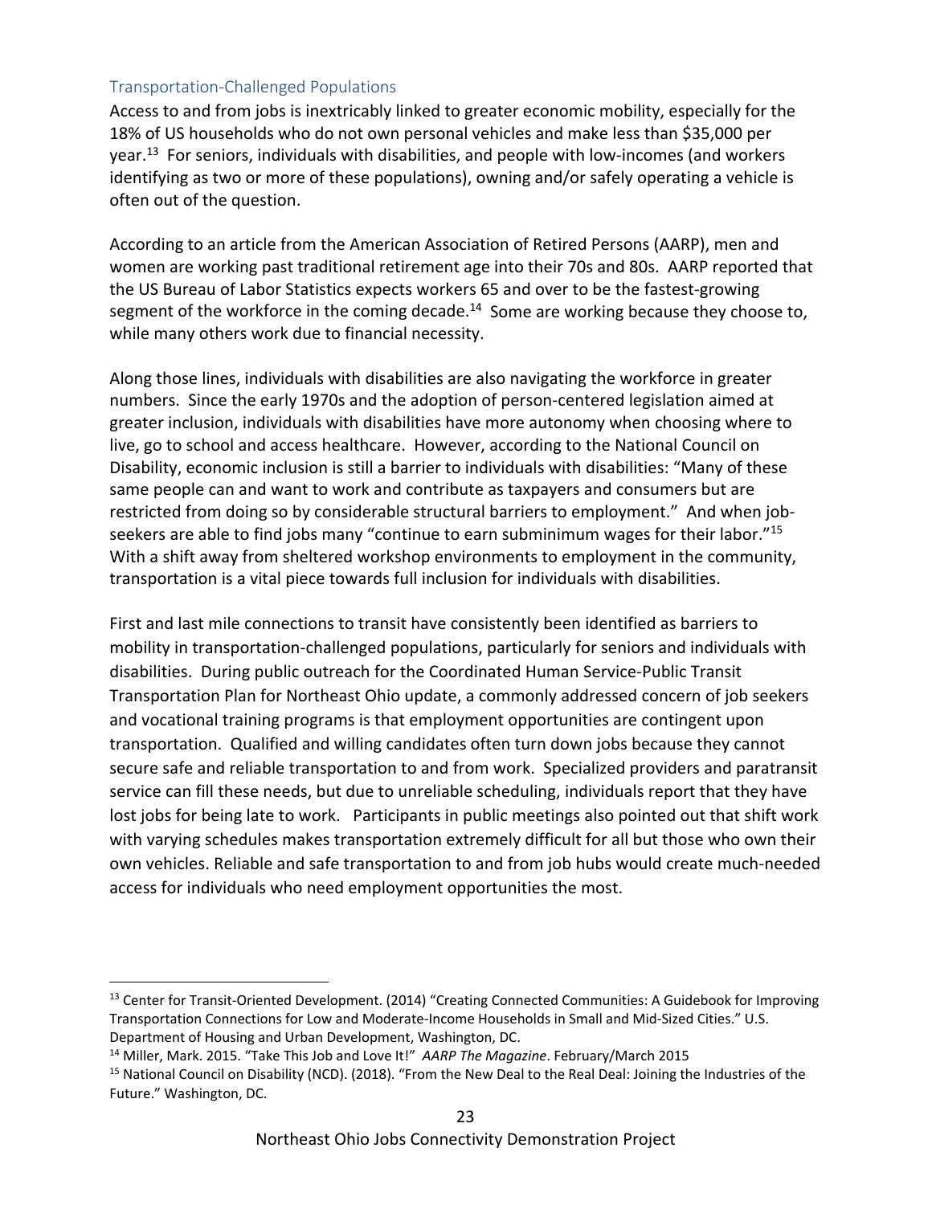### Transportation-Challenged Populations

Access to and from jobs is inextricably linked to greater economic mobility, especially for the 18% of US households who do not own personal vehicles and make less than $35,000 per year.[13] For seniors, individuals with disabilities, and people with low-incomes (and workers identifying as two or more of these populations), owning and/or safely operating a vehicle is often out of the question.

According to an article from the American Association of Retired Persons (AARP), men and women are working past traditional retirement age into their 70s and 80s. AARP reported that the US Bureau of Labor Statistics expects workers 65 and over to be the fastest-growing segment of the workforce in the coming decade.[14] Some are working because they choose to, while many others work due to financial necessity.

Along those lines, individuals with disabilities are also navigating the workforce in greater numbers. Since the early 1970s and the adoption of person-centered legislation aimed at greater inclusion, individuals with disabilities have more autonomy when choosing where to live, go to school and access healthcare. However, according to the National Council on Disability, economic inclusion is still a barrier to individuals with disabilities: "Many of these same people can and want to work and contribute as taxpayers and consumers but are restricted from doing so by considerable structural barriers to employment." And when job-seekers are able to find jobs many "continue to earn subminimum wages for their labor."[15] With a shift away from sheltered workshop environments to employment in the community, transportation is a vital piece towards full inclusion for individuals with disabilities.

First and last mile connections to transit have consistently been identified as barriers to mobility in transportation-challenged populations, particularly for seniors and individuals with disabilities. During public outreach for the Coordinated Human Service-Public Transit Transportation Plan for Northeast Ohio update, a commonly addressed concern of job seekers and vocational training programs is that employment opportunities are contingent upon transportation. Qualified and willing candidates often turn down jobs because they cannot secure safe and reliable transportation to and from work. Specialized providers and paratransit service can fill these needs, but due to unreliable scheduling, individuals report that they have lost jobs for being late to work. Participants in public meetings also pointed out that shift work with varying schedules makes transportation extremely difficult for all but those who own their own vehicles. Reliable and safe transportation to and from job hubs would create much-needed access for individuals who need employment opportunities the most.

---

[13] Center for Transit-Oriented Development. (2014) "Creating Connected Communities: A Guidebook for Improving Transportation Connections for Low and Moderate-Income Households in Small and Mid-Sized Cities." U.S. Department of Housing and Urban Development, Washington, DC.

[14] Miller, Mark. 2015. "Take This Job and Love It!" *AARP The Magazine*. February/March 2015

[15] National Council on Disability (NCD). (2018). "From the New Deal to the Real Deal: Joining the Industries of the Future." Washington, DC.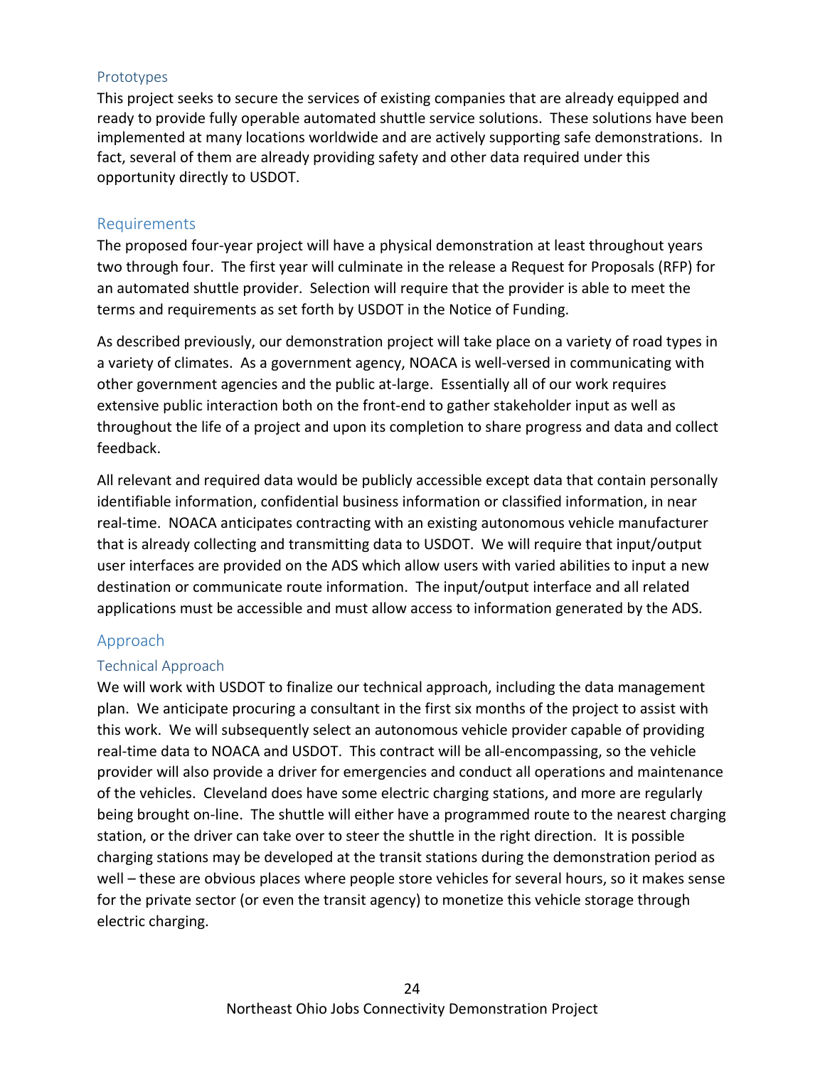### Prototypes

This project seeks to secure the services of existing companies that are already equipped and ready to provide fully operable automated shuttle service solutions. These solutions have been implemented at many locations worldwide and are actively supporting safe demonstrations. In fact, several of them are already providing safety and other data required under this opportunity directly to USDOT.

## Requirements

The proposed four-year project will have a physical demonstration at least throughout years two through four. The first year will culminate in the release a Request for Proposals (RFP) for an automated shuttle provider. Selection will require that the provider is able to meet the terms and requirements as set forth by USDOT in the Notice of Funding.

As described previously, our demonstration project will take place on a variety of road types in a variety of climates. As a government agency, NOACA is well-versed in communicating with other government agencies and the public at-large. Essentially all of our work requires extensive public interaction both on the front-end to gather stakeholder input as well as throughout the life of a project and upon its completion to share progress and data and collect feedback.

All relevant and required data would be publicly accessible except data that contain personally identifiable information, confidential business information or classified information, in near real-time. NOACA anticipates contracting with an existing autonomous vehicle manufacturer that is already collecting and transmitting data to USDOT. We will require that input/output user interfaces are provided on the ADS which allow users with varied abilities to input a new destination or communicate route information. The input/output interface and all related applications must be accessible and must allow access to information generated by the ADS.

## Approach

### Technical Approach

We will work with USDOT to finalize our technical approach, including the data management plan. We anticipate procuring a consultant in the first six months of the project to assist with this work. We will subsequently select an autonomous vehicle provider capable of providing real-time data to NOACA and USDOT. This contract will be all-encompassing, so the vehicle provider will also provide a driver for emergencies and conduct all operations and maintenance of the vehicles. Cleveland does have some electric charging stations, and more are regularly being brought on-line. The shuttle will either have a programmed route to the nearest charging station, or the driver can take over to steer the shuttle in the right direction. It is possible charging stations may be developed at the transit stations during the demonstration period as well – these are obvious places where people store vehicles for several hours, so it makes sense for the private sector (or even the transit agency) to monetize this vehicle storage through electric charging.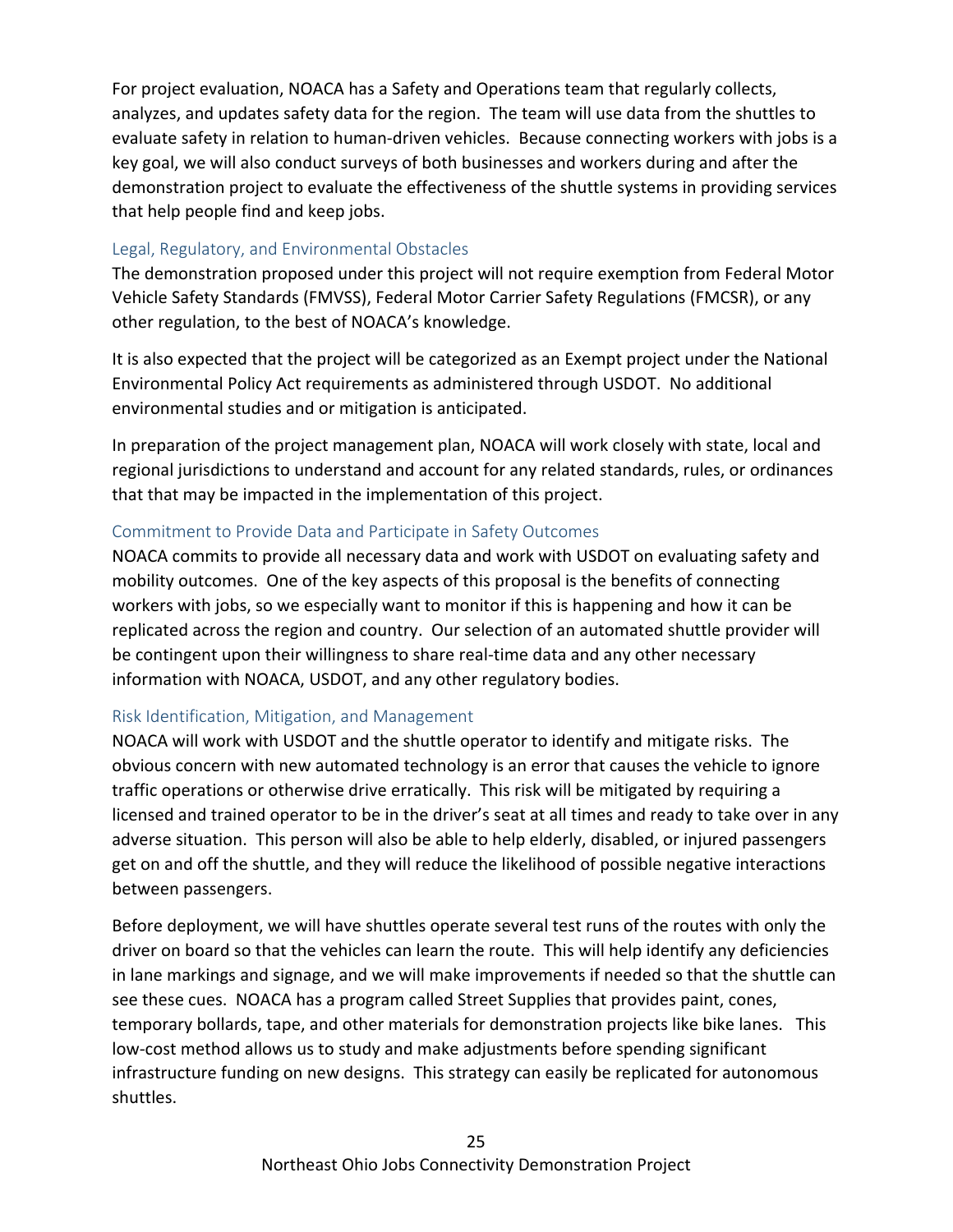For project evaluation, NOACA has a Safety and Operations team that regularly collects, analyzes, and updates safety data for the region. The team will use data from the shuttles to evaluate safety in relation to human-driven vehicles. Because connecting workers with jobs is a key goal, we will also conduct surveys of both businesses and workers during and after the demonstration project to evaluate the effectiveness of the shuttle systems in providing services that help people find and keep jobs.

### Legal, Regulatory, and Environmental Obstacles

The demonstration proposed under this project will not require exemption from Federal Motor Vehicle Safety Standards (FMVSS), Federal Motor Carrier Safety Regulations (FMCSR), or any other regulation, to the best of NOACA's knowledge.

It is also expected that the project will be categorized as an Exempt project under the National Environmental Policy Act requirements as administered through USDOT. No additional environmental studies and or mitigation is anticipated.

In preparation of the project management plan, NOACA will work closely with state, local and regional jurisdictions to understand and account for any related standards, rules, or ordinances that that may be impacted in the implementation of this project.

### Commitment to Provide Data and Participate in Safety Outcomes

NOACA commits to provide all necessary data and work with USDOT on evaluating safety and mobility outcomes. One of the key aspects of this proposal is the benefits of connecting workers with jobs, so we especially want to monitor if this is happening and how it can be replicated across the region and country. Our selection of an automated shuttle provider will be contingent upon their willingness to share real-time data and any other necessary information with NOACA, USDOT, and any other regulatory bodies.

### Risk Identification, Mitigation, and Management

NOACA will work with USDOT and the shuttle operator to identify and mitigate risks. The obvious concern with new automated technology is an error that causes the vehicle to ignore traffic operations or otherwise drive erratically. This risk will be mitigated by requiring a licensed and trained operator to be in the driver's seat at all times and ready to take over in any adverse situation. This person will also be able to help elderly, disabled, or injured passengers get on and off the shuttle, and they will reduce the likelihood of possible negative interactions between passengers.

Before deployment, we will have shuttles operate several test runs of the routes with only the driver on board so that the vehicles can learn the route. This will help identify any deficiencies in lane markings and signage, and we will make improvements if needed so that the shuttle can see these cues. NOACA has a program called Street Supplies that provides paint, cones, temporary bollards, tape, and other materials for demonstration projects like bike lanes. This low-cost method allows us to study and make adjustments before spending significant infrastructure funding on new designs. This strategy can easily be replicated for autonomous shuttles.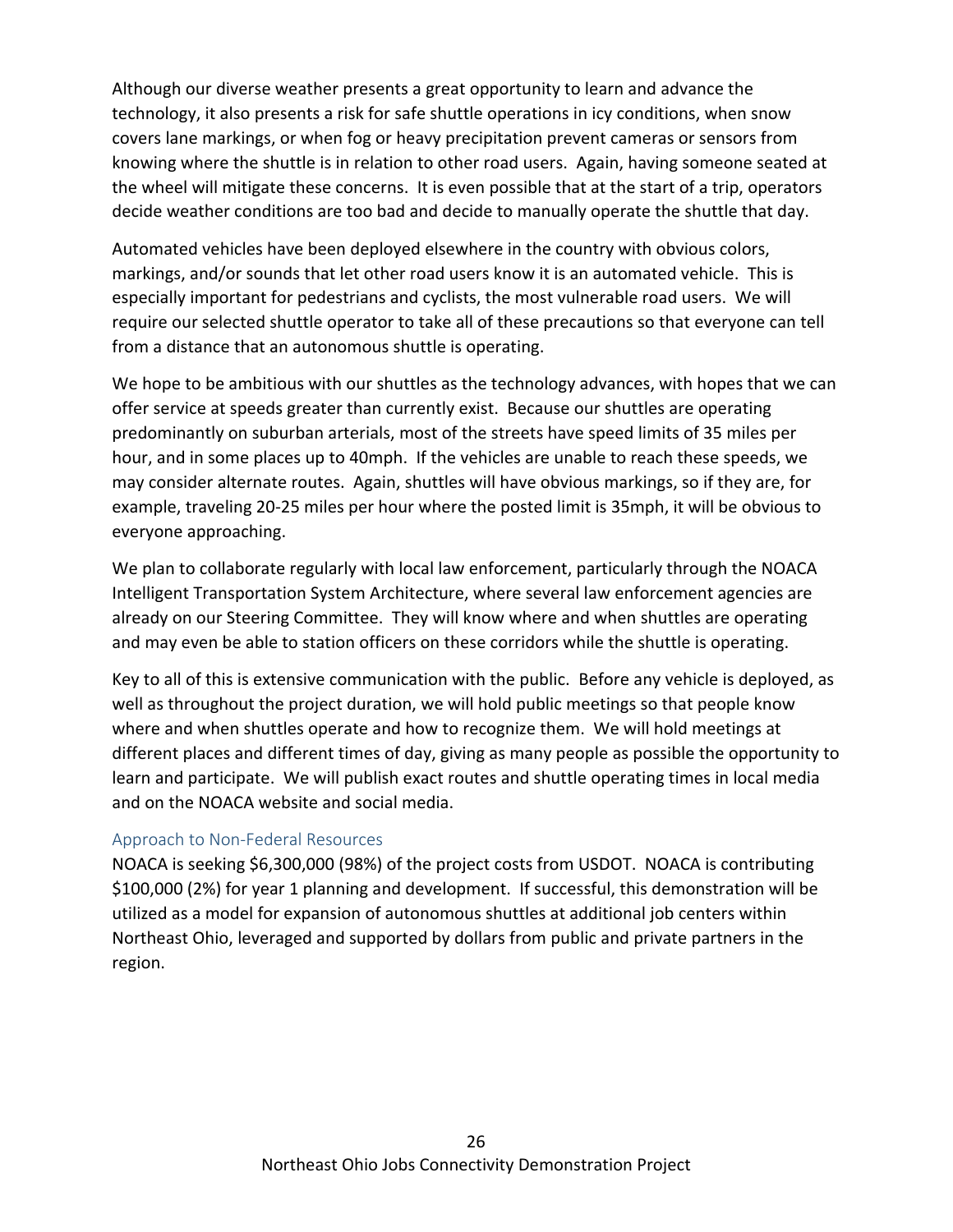Although our diverse weather presents a great opportunity to learn and advance the technology, it also presents a risk for safe shuttle operations in icy conditions, when snow covers lane markings, or when fog or heavy precipitation prevent cameras or sensors from knowing where the shuttle is in relation to other road users. Again, having someone seated at the wheel will mitigate these concerns. It is even possible that at the start of a trip, operators decide weather conditions are too bad and decide to manually operate the shuttle that day.

Automated vehicles have been deployed elsewhere in the country with obvious colors, markings, and/or sounds that let other road users know it is an automated vehicle. This is especially important for pedestrians and cyclists, the most vulnerable road users. We will require our selected shuttle operator to take all of these precautions so that everyone can tell from a distance that an autonomous shuttle is operating.

We hope to be ambitious with our shuttles as the technology advances, with hopes that we can offer service at speeds greater than currently exist. Because our shuttles are operating predominantly on suburban arterials, most of the streets have speed limits of 35 miles per hour, and in some places up to 40mph. If the vehicles are unable to reach these speeds, we may consider alternate routes. Again, shuttles will have obvious markings, so if they are, for example, traveling 20-25 miles per hour where the posted limit is 35mph, it will be obvious to everyone approaching.

We plan to collaborate regularly with local law enforcement, particularly through the NOACA Intelligent Transportation System Architecture, where several law enforcement agencies are already on our Steering Committee. They will know where and when shuttles are operating and may even be able to station officers on these corridors while the shuttle is operating.

Key to all of this is extensive communication with the public. Before any vehicle is deployed, as well as throughout the project duration, we will hold public meetings so that people know where and when shuttles operate and how to recognize them. We will hold meetings at different places and different times of day, giving as many people as possible the opportunity to learn and participate. We will publish exact routes and shuttle operating times in local media and on the NOACA website and social media.

### Approach to Non-Federal Resources

NOACA is seeking $6,300,000 (98%) of the project costs from USDOT. NOACA is contributing $100,000 (2%) for year 1 planning and development. If successful, this demonstration will be utilized as a model for expansion of autonomous shuttles at additional job centers within Northeast Ohio, leveraged and supported by dollars from public and private partners in the region.